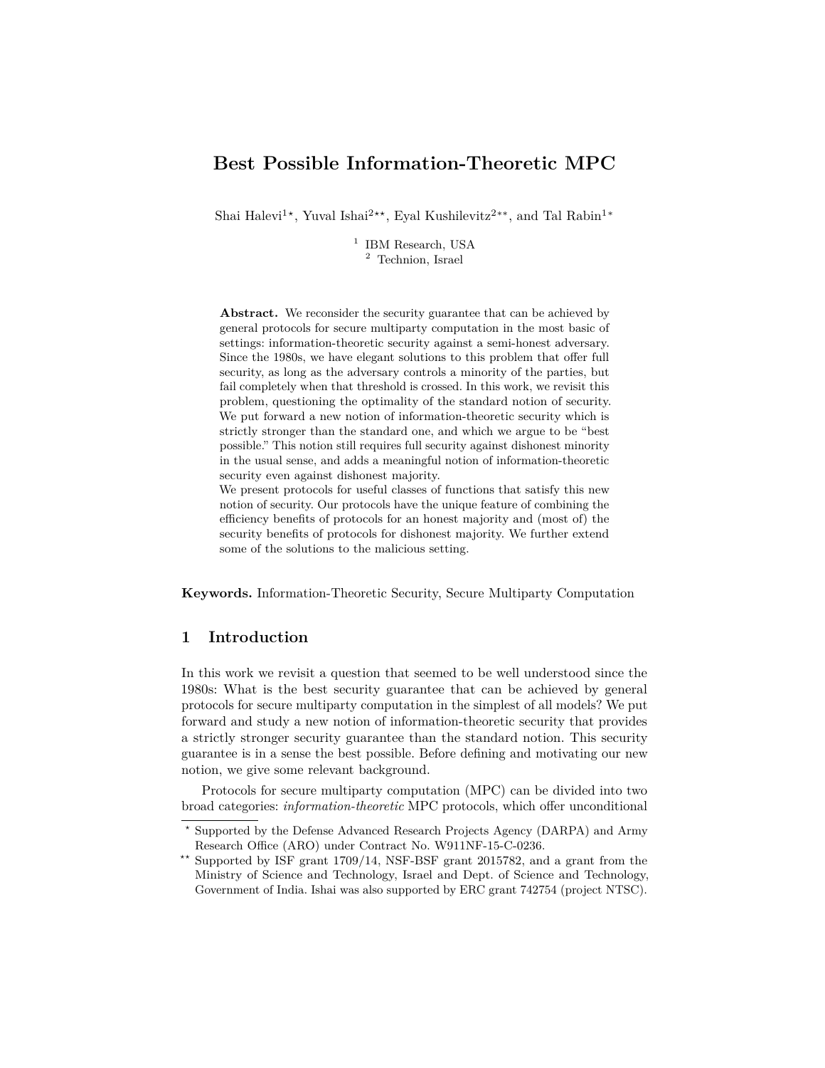# Best Possible Information-Theoretic MPC

Shai Halevi[1*], Yuval Ishai[2**], Eyal Kushilevitz[2**], and Tal Rabin[1*]

[1] IBM Research, USA
[2] Technion, Israel

**Abstract.** We reconsider the security guarantee that can be achieved by general protocols for secure multiparty computation in the most basic of settings: information-theoretic security against a semi-honest adversary. Since the 1980s, we have elegant solutions to this problem that offer full security, as long as the adversary controls a minority of the parties, but fail completely when that threshold is crossed. In this work, we revisit this problem, questioning the optimality of the standard notion of security. We put forward a new notion of information-theoretic security which is strictly stronger than the standard one, and which we argue to be "best possible." This notion still requires full security against dishonest minority in the usual sense, and adds a meaningful notion of information-theoretic security even against dishonest majority.

We present protocols for useful classes of functions that satisfy this new notion of security. Our protocols have the unique feature of combining the efficiency benefits of protocols for an honest majority and (most of) the security benefits of protocols for dishonest majority. We further extend some of the solutions to the malicious setting.

**Keywords.** Information-Theoretic Security, Secure Multiparty Computation

## 1 Introduction

In this work we revisit a question that seemed to be well understood since the 1980s: What is the best security guarantee that can be achieved by general protocols for secure multiparty computation in the simplest of all models? We put forward and study a new notion of information-theoretic security that provides a strictly stronger security guarantee than the standard notion. This security guarantee is in a sense the best possible. Before defining and motivating our new notion, we give some relevant background.

Protocols for secure multiparty computation (MPC) can be divided into two broad categories: *information-theoretic* MPC protocols, which offer unconditional

---

\* Supported by the Defense Advanced Research Projects Agency (DARPA) and Army Research Office (ARO) under Contract No. W911NF-15-C-0236.

\*\* Supported by ISF grant 1709/14, NSF-BSF grant 2015782, and a grant from the Ministry of Science and Technology, Israel and Dept. of Science and Technology, Government of India. Ishai was also supported by ERC grant 742754 (project NTSC).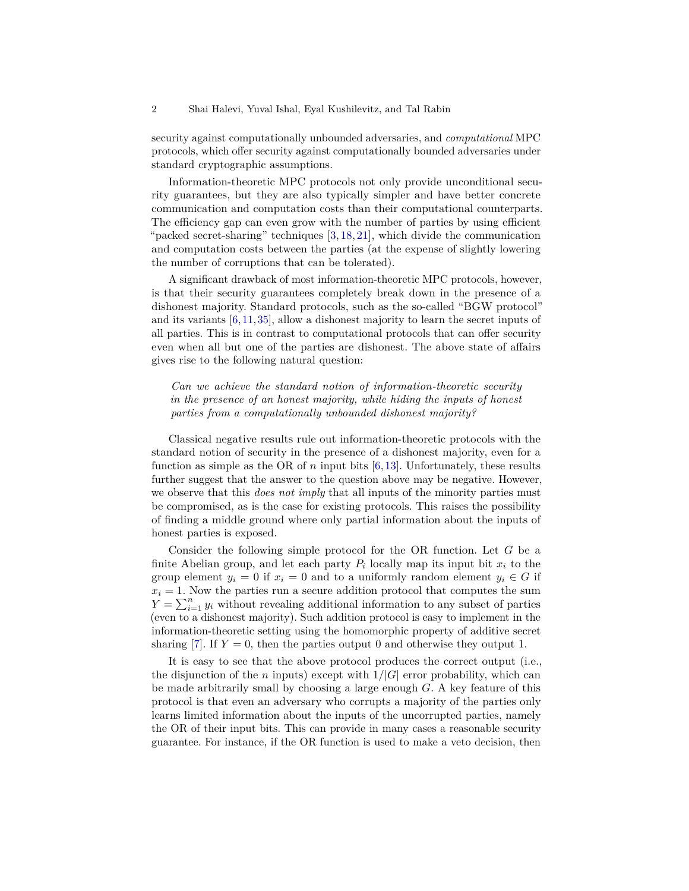security against computationally unbounded adversaries, and *computational* MPC protocols, which offer security against computationally bounded adversaries under standard cryptographic assumptions.

Information-theoretic MPC protocols not only provide unconditional security guarantees, but they are also typically simpler and have better concrete communication and computation costs than their computational counterparts. The efficiency gap can even grow with the number of parties by using efficient "packed secret-sharing" techniques [3, 18, 21], which divide the communication and computation costs between the parties (at the expense of slightly lowering the number of corruptions that can be tolerated).

A significant drawback of most information-theoretic MPC protocols, however, is that their security guarantees completely break down in the presence of a dishonest majority. Standard protocols, such as the so-called "BGW protocol" and its variants [6, 11, 35], allow a dishonest majority to learn the secret inputs of all parties. This is in contrast to computational protocols that can offer security even when all but one of the parties are dishonest. The above state of affairs gives rise to the following natural question:

> *Can we achieve the standard notion of information-theoretic security in the presence of an honest majority, while hiding the inputs of honest parties from a computationally unbounded dishonest majority?*

Classical negative results rule out information-theoretic protocols with the standard notion of security in the presence of a dishonest majority, even for a function as simple as the OR of $n$ input bits [6, 13]. Unfortunately, these results further suggest that the answer to the question above may be negative. However, we observe that this *does not imply* that all inputs of the minority parties must be compromised, as is the case for existing protocols. This raises the possibility of finding a middle ground where only partial information about the inputs of honest parties is exposed.

Consider the following simple protocol for the OR function. Let $G$ be a finite Abelian group, and let each party $P_i$ locally map its input bit $x_i$ to the group element $y_i = 0$ if $x_i = 0$ and to a uniformly random element $y_i \in G$ if $x_i = 1$. Now the parties run a secure addition protocol that computes the sum $Y = \sum_{i=1}^{n} y_i$ without revealing additional information to any subset of parties (even to a dishonest majority). Such addition protocol is easy to implement in the information-theoretic setting using the homomorphic property of additive secret sharing [7]. If $Y = 0$, then the parties output 0 and otherwise they output 1.

It is easy to see that the above protocol produces the correct output (i.e., the disjunction of the $n$ inputs) except with $1/|G|$ error probability, which can be made arbitrarily small by choosing a large enough $G$. A key feature of this protocol is that even an adversary who corrupts a majority of the parties only learns limited information about the inputs of the uncorrupted parties, namely the OR of their input bits. This can provide in many cases a reasonable security guarantee. For instance, if the OR function is used to make a veto decision, then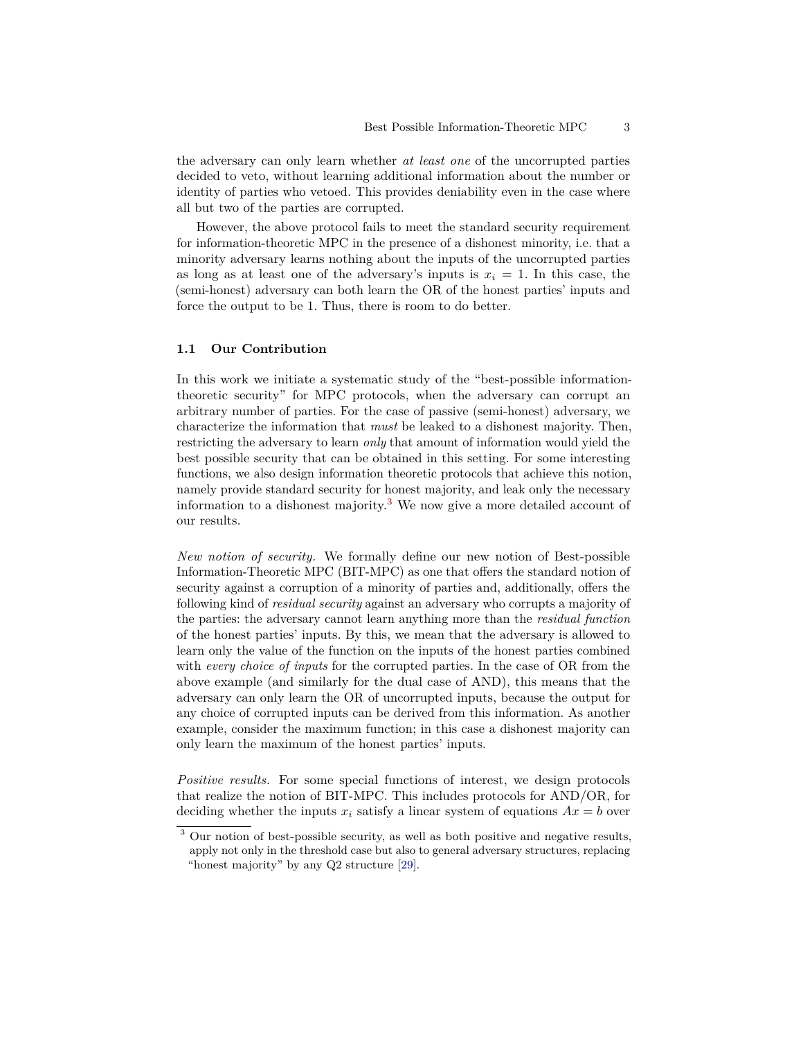the adversary can only learn whether *at least one* of the uncorrupted parties decided to veto, without learning additional information about the number or identity of parties who vetoed. This provides deniability even in the case where all but two of the parties are corrupted.

However, the above protocol fails to meet the standard security requirement for information-theoretic MPC in the presence of a dishonest minority, i.e. that a minority adversary learns nothing about the inputs of the uncorrupted parties as long as at least one of the adversary's inputs is $x_i = 1$. In this case, the (semi-honest) adversary can both learn the OR of the honest parties' inputs and force the output to be 1. Thus, there is room to do better.

### 1.1 Our Contribution

In this work we initiate a systematic study of the "best-possible information-theoretic security" for MPC protocols, when the adversary can corrupt an arbitrary number of parties. For the case of passive (semi-honest) adversary, we characterize the information that *must* be leaked to a dishonest majority. Then, restricting the adversary to learn *only* that amount of information would yield the best possible security that can be obtained in this setting. For some interesting functions, we also design information theoretic protocols that achieve this notion, namely provide standard security for honest majority, and leak only the necessary information to a dishonest majority.[3] We now give a more detailed account of our results.

*New notion of security.* We formally define our new notion of Best-possible Information-Theoretic MPC (BIT-MPC) as one that offers the standard notion of security against a corruption of a minority of parties and, additionally, offers the following kind of *residual security* against an adversary who corrupts a majority of the parties: the adversary cannot learn anything more than the *residual function* of the honest parties' inputs. By this, we mean that the adversary is allowed to learn only the value of the function on the inputs of the honest parties combined with *every choice of inputs* for the corrupted parties. In the case of OR from the above example (and similarly for the dual case of AND), this means that the adversary can only learn the OR of uncorrupted inputs, because the output for any choice of corrupted inputs can be derived from this information. As another example, consider the maximum function; in this case a dishonest majority can only learn the maximum of the honest parties' inputs.

*Positive results.* For some special functions of interest, we design protocols that realize the notion of BIT-MPC. This includes protocols for AND/OR, for deciding whether the inputs $x_i$ satisfy a linear system of equations $Ax = b$ over

[3] Our notion of best-possible security, as well as both positive and negative results, apply not only in the threshold case but also to general adversary structures, replacing "honest majority" by any Q2 structure [29].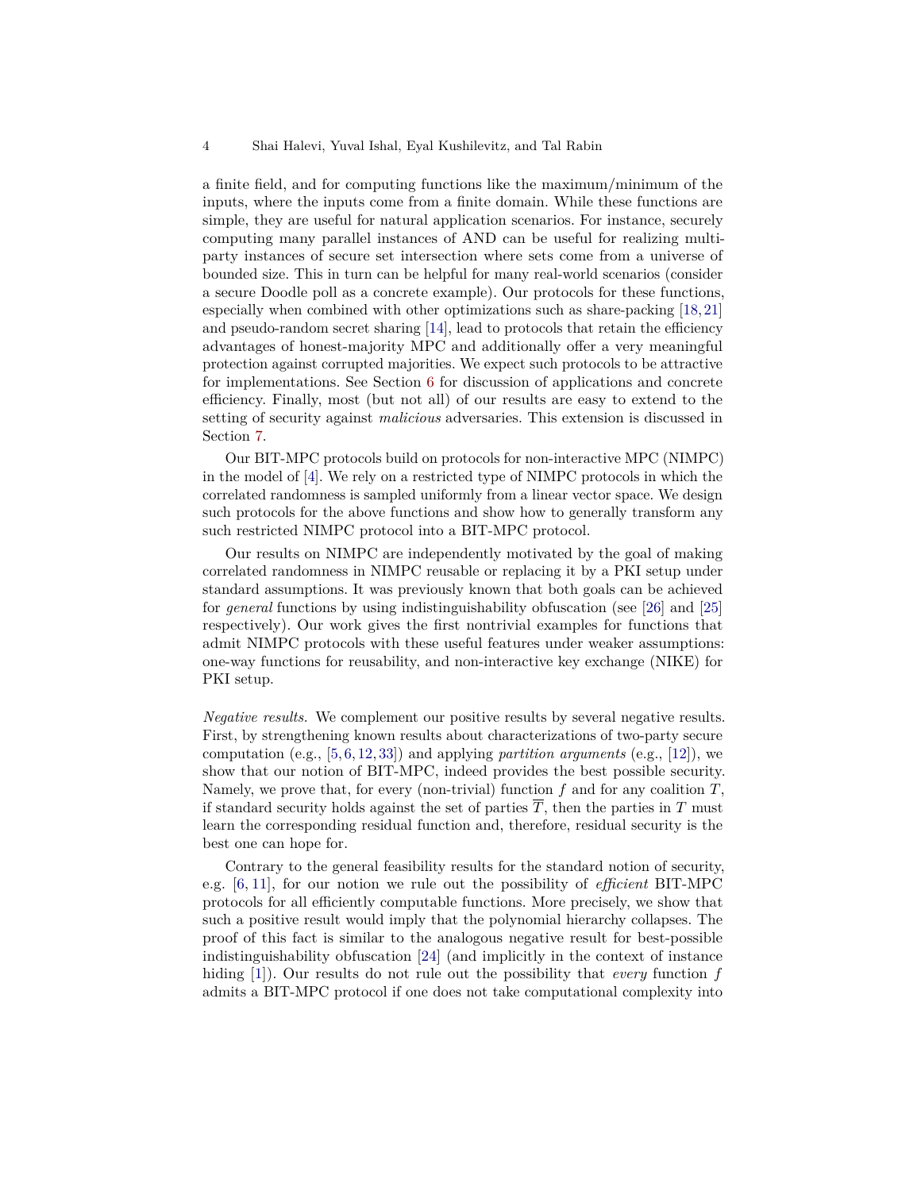a finite field, and for computing functions like the maximum/minimum of the inputs, where the inputs come from a finite domain. While these functions are simple, they are useful for natural application scenarios. For instance, securely computing many parallel instances of AND can be useful for realizing multi-party instances of secure set intersection where sets come from a universe of bounded size. This in turn can be helpful for many real-world scenarios (consider a secure Doodle poll as a concrete example). Our protocols for these functions, especially when combined with other optimizations such as share-packing [18, 21] and pseudo-random secret sharing [14], lead to protocols that retain the efficiency advantages of honest-majority MPC and additionally offer a very meaningful protection against corrupted majorities. We expect such protocols to be attractive for implementations. See Section 6 for discussion of applications and concrete efficiency. Finally, most (but not all) of our results are easy to extend to the setting of security against *malicious* adversaries. This extension is discussed in Section 7.

Our BIT-MPC protocols build on protocols for non-interactive MPC (NIMPC) in the model of [4]. We rely on a restricted type of NIMPC protocols in which the correlated randomness is sampled uniformly from a linear vector space. We design such protocols for the above functions and show how to generally transform any such restricted NIMPC protocol into a BIT-MPC protocol.

Our results on NIMPC are independently motivated by the goal of making correlated randomness in NIMPC reusable or replacing it by a PKI setup under standard assumptions. It was previously known that both goals can be achieved for *general* functions by using indistinguishability obfuscation (see [26] and [25] respectively). Our work gives the first nontrivial examples for functions that admit NIMPC protocols with these useful features under weaker assumptions: one-way functions for reusability, and non-interactive key exchange (NIKE) for PKI setup.

*Negative results.* We complement our positive results by several negative results. First, by strengthening known results about characterizations of two-party secure computation (e.g., [5, 6, 12, 33]) and applying *partition arguments* (e.g., [12]), we show that our notion of BIT-MPC, indeed provides the best possible security. Namely, we prove that, for every (non-trivial) function $f$ and for any coalition $T$, if standard security holds against the set of parties $\overline{T}$, then the parties in $T$ must learn the corresponding residual function and, therefore, residual security is the best one can hope for.

Contrary to the general feasibility results for the standard notion of security, e.g. [6, 11], for our notion we rule out the possibility of *efficient* BIT-MPC protocols for all efficiently computable functions. More precisely, we show that such a positive result would imply that the polynomial hierarchy collapses. The proof of this fact is similar to the analogous negative result for best-possible indistinguishability obfuscation [24] (and implicitly in the context of instance hiding [1]). Our results do not rule out the possibility that *every* function $f$ admits a BIT-MPC protocol if one does not take computational complexity into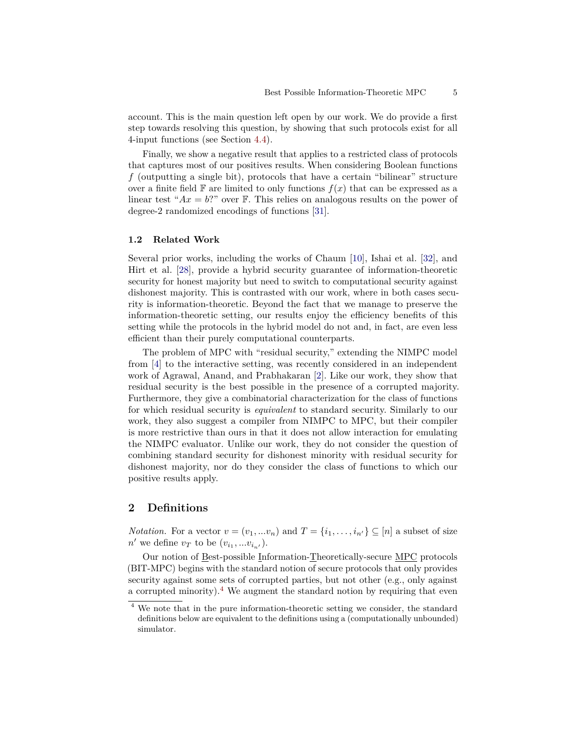account. This is the main question left open by our work. We do provide a first step towards resolving this question, by showing that such protocols exist for all 4-input functions (see Section 4.4).

Finally, we show a negative result that applies to a restricted class of protocols that captures most of our positives results. When considering Boolean functions $f$ (outputting a single bit), protocols that have a certain "bilinear" structure over a finite field $\mathbb{F}$ are limited to only functions $f(x)$ that can be expressed as a linear test "$Ax = b$?" over $\mathbb{F}$. This relies on analogous results on the power of degree-2 randomized encodings of functions [31].

### 1.2 Related Work

Several prior works, including the works of Chaum [10], Ishai et al. [32], and Hirt et al. [28], provide a hybrid security guarantee of information-theoretic security for honest majority but need to switch to computational security against dishonest majority. This is contrasted with our work, where in both cases security is information-theoretic. Beyond the fact that we manage to preserve the information-theoretic setting, our results enjoy the efficiency benefits of this setting while the protocols in the hybrid model do not and, in fact, are even less efficient than their purely computational counterparts.

The problem of MPC with "residual security," extending the NIMPC model from [4] to the interactive setting, was recently considered in an independent work of Agrawal, Anand, and Prabhakaran [2]. Like our work, they show that residual security is the best possible in the presence of a corrupted majority. Furthermore, they give a combinatorial characterization for the class of functions for which residual security is *equivalent* to standard security. Similarly to our work, they also suggest a compiler from NIMPC to MPC, but their compiler is more restrictive than ours in that it does not allow interaction for emulating the NIMPC evaluator. Unlike our work, they do not consider the question of combining standard security for dishonest minority with residual security for dishonest majority, nor do they consider the class of functions to which our positive results apply.

## 2 Definitions

*Notation.* For a vector $v = (v_1, ...v_n)$ and $T = \{i_1, \ldots, i_{n'}\} \subseteq [n]$ a subset of size $n'$ we define $v_T$ to be $(v_{i_1}, ...v_{i_{n'}})$.

Our notion of Best-possible Information-Theoretically-secure MPC protocols (BIT-MPC) begins with the standard notion of secure protocols that only provides security against some sets of corrupted parties, but not other (e.g., only against a corrupted minority).[4] We augment the standard notion by requiring that even

[4] We note that in the pure information-theoretic setting we consider, the standard definitions below are equivalent to the definitions using a (computationally unbounded) simulator.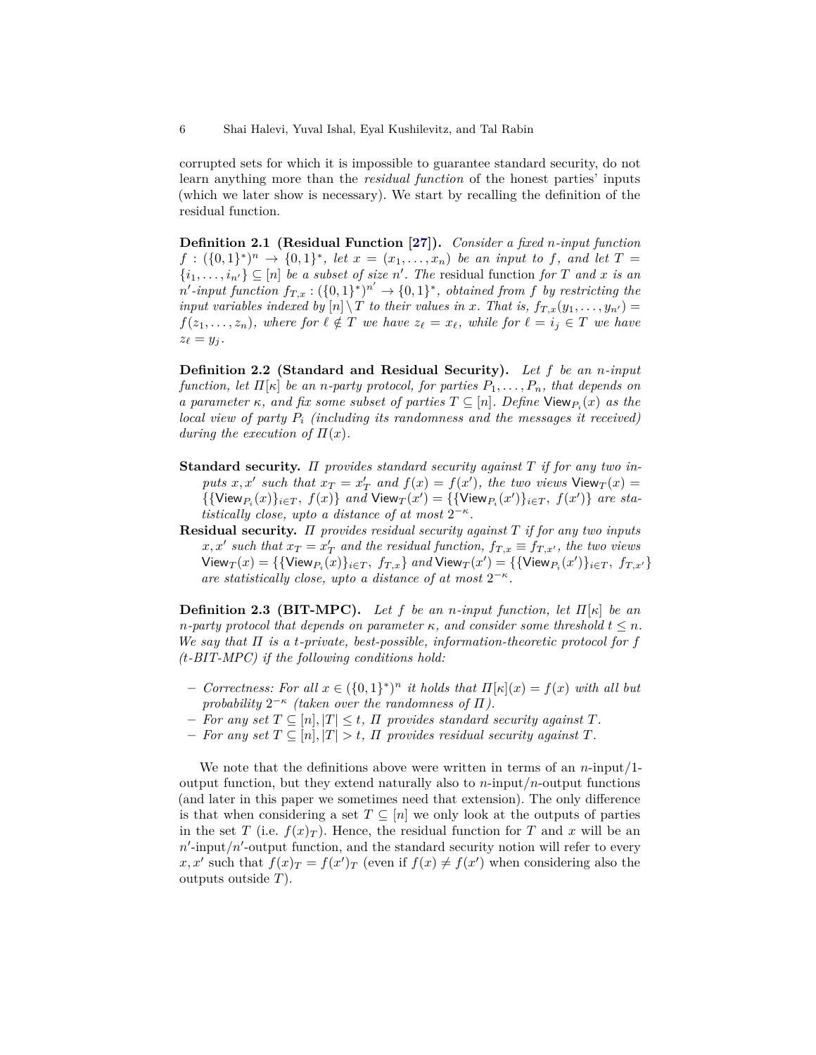corrupted sets for which it is impossible to guarantee standard security, do not learn anything more than the *residual function* of the honest parties' inputs (which we later show is necessary). We start by recalling the definition of the residual function.

**Definition 2.1 (Residual Function [27]).** *Consider a fixed $n$-input function $f : (\{0,1\}^*)^n \to \{0,1\}^*$, let $x = (x_1, \ldots, x_n)$ be an input to $f$, and let $T = \{i_1, \ldots, i_{n'}\} \subseteq [n]$ be a subset of size $n'$. The* residual function *for $T$ and $x$ is an $n'$-input function $f_{T,x} : (\{0,1\}^*)^{n'} \to \{0,1\}^*$, obtained from $f$ by restricting the input variables indexed by $[n] \setminus T$ to their values in $x$. That is, $f_{T,x}(y_1, \ldots, y_{n'}) = f(z_1, \ldots, z_n)$, where for $\ell \notin T$ we have $z_\ell = x_\ell$, while for $\ell = i_j \in T$ we have $z_\ell = y_j$.*

**Definition 2.2 (Standard and Residual Security).** *Let $f$ be an $n$-input function, let $\Pi[\kappa]$ be an $n$-party protocol, for parties $P_1, \ldots, P_n$, that depends on a parameter $\kappa$, and fix some subset of parties $T \subseteq [n]$. Define $\mathsf{View}_{P_i}(x)$ as the local view of party $P_i$ (including its randomness and the messages it received) during the execution of $\Pi(x)$.*

- **Standard security.** *$\Pi$ provides standard security against $T$ if for any two inputs $x, x'$ such that $x_T = x'_T$ and $f(x) = f(x')$, the two views $\mathsf{View}_T(x) = \{\{\mathsf{View}_{P_i}(x)\}_{i \in T},\ f(x)\}$ and $\mathsf{View}_T(x') = \{\{\mathsf{View}_{P_i}(x')\}_{i \in T},\ f(x')\}$ are statistically close, upto a distance of at most $2^{-\kappa}$.*
- **Residual security.** *$\Pi$ provides residual security against $T$ if for any two inputs $x, x'$ such that $x_T = x'_T$ and the residual function, $f_{T,x} \equiv f_{T,x'}$, the two views $\mathsf{View}_T(x) = \{\{\mathsf{View}_{P_i}(x)\}_{i \in T},\ f_{T,x}\}$ and $\mathsf{View}_T(x') = \{\{\mathsf{View}_{P_i}(x')\}_{i \in T},\ f_{T,x'}\}$ are statistically close, upto a distance of at most $2^{-\kappa}$.*

**Definition 2.3 (BIT-MPC).** *Let $f$ be an $n$-input function, let $\Pi[\kappa]$ be an $n$-party protocol that depends on parameter $\kappa$, and consider some threshold $t \leq n$. We say that $\Pi$ is a $t$-private, best-possible, information-theoretic protocol for $f$ ($t$-BIT-MPC) if the following conditions hold:*

- *Correctness: For all $x \in (\{0,1\}^*)^n$ it holds that $\Pi[\kappa](x) = f(x)$ with all but probability $2^{-\kappa}$ (taken over the randomness of $\Pi$).*
- *For any set $T \subseteq [n], |T| \leq t$, $\Pi$ provides standard security against $T$.*
- *For any set $T \subseteq [n], |T| > t$, $\Pi$ provides residual security against $T$.*

We note that the definitions above were written in terms of an $n$-input/1-output function, but they extend naturally also to $n$-input/$n$-output functions (and later in this paper we sometimes need that extension). The only difference is that when considering a set $T \subseteq [n]$ we only look at the outputs of parties in the set $T$ (i.e. $f(x)_T$). Hence, the residual function for $T$ and $x$ will be an $n'$-input/$n'$-output function, and the standard security notion will refer to every $x, x'$ such that $f(x)_T = f(x')_T$ (even if $f(x) \neq f(x')$ when considering also the outputs outside $T$).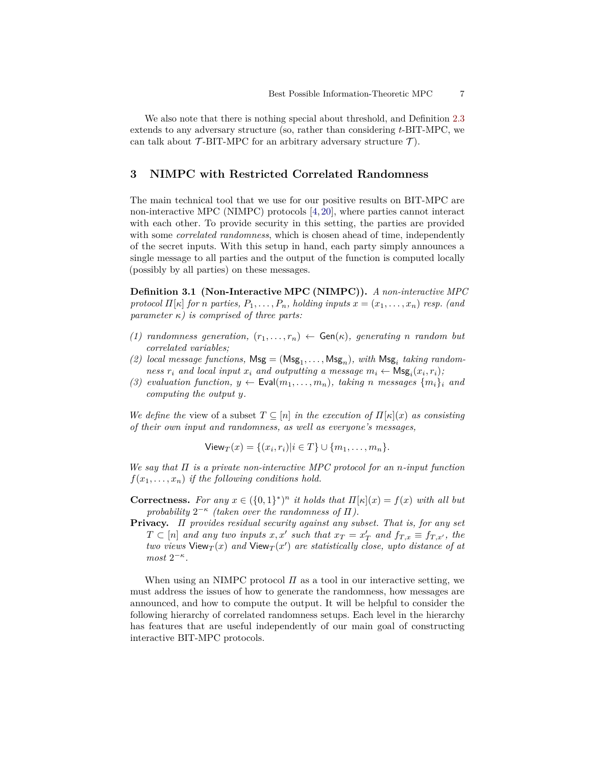We also note that there is nothing special about threshold, and Definition 2.3 extends to any adversary structure (so, rather than considering $t$-BIT-MPC, we can talk about $\mathcal{T}$-BIT-MPC for an arbitrary adversary structure $\mathcal{T}$).

## 3 NIMPC with Restricted Correlated Randomness

The main technical tool that we use for our positive results on BIT-MPC are non-interactive MPC (NIMPC) protocols [4, 20], where parties cannot interact with each other. To provide security in this setting, the parties are provided with some *correlated randomness*, which is chosen ahead of time, independently of the secret inputs. With this setup in hand, each party simply announces a single message to all parties and the output of the function is computed locally (possibly by all parties) on these messages.

**Definition 3.1 (Non-Interactive MPC (NIMPC)).** *A non-interactive MPC protocol $\Pi[\kappa]$ for $n$ parties, $P_1, \ldots, P_n$, holding inputs $x = (x_1, \ldots, x_n)$ resp. (and parameter $\kappa$) is comprised of three parts:*

*(1) randomness generation, $(r_1, \ldots, r_n) \leftarrow \mathsf{Gen}(\kappa)$, generating $n$ random but correlated variables;*
*(2) local message functions, $\mathsf{Msg} = (\mathsf{Msg}_1, \ldots, \mathsf{Msg}_n)$, with $\mathsf{Msg}_i$ taking randomness $r_i$ and local input $x_i$ and outputting a message $m_i \leftarrow \mathsf{Msg}_i(x_i, r_i)$;*
*(3) evaluation function, $y \leftarrow \mathsf{Eval}(m_1, \ldots, m_n)$, taking $n$ messages $\{m_i\}_i$ and computing the output $y$.*

*We define the* view *of a subset $T \subseteq [n]$ in the execution of $\Pi[\kappa](x)$ as consisting of their own input and randomness, as well as everyone's messages,*

$$\mathsf{View}_T(x) = \{(x_i, r_i) | i \in T\} \cup \{m_1, \ldots, m_n\}.$$

*We say that $\Pi$ is a private non-interactive MPC protocol for an $n$-input function $f(x_1, \ldots, x_n)$ if the following conditions hold.*

**Correctness.** *For any $x \in (\{0,1\}^*)^n$ it holds that $\Pi[\kappa](x) = f(x)$ with all but probability $2^{-\kappa}$ (taken over the randomness of $\Pi$).*

**Privacy.** *$\Pi$ provides residual security against any subset. That is, for any set $T \subset [n]$ and any two inputs $x, x'$ such that $x_T = x'_T$ and $f_{T,x} \equiv f_{T,x'}$, the two views $\mathsf{View}_T(x)$ and $\mathsf{View}_T(x')$ are statistically close, upto distance of at most $2^{-\kappa}$.*

When using an NIMPC protocol $\Pi$ as a tool in our interactive setting, we must address the issues of how to generate the randomness, how messages are announced, and how to compute the output. It will be helpful to consider the following hierarchy of correlated randomness setups. Each level in the hierarchy has features that are useful independently of our main goal of constructing interactive BIT-MPC protocols.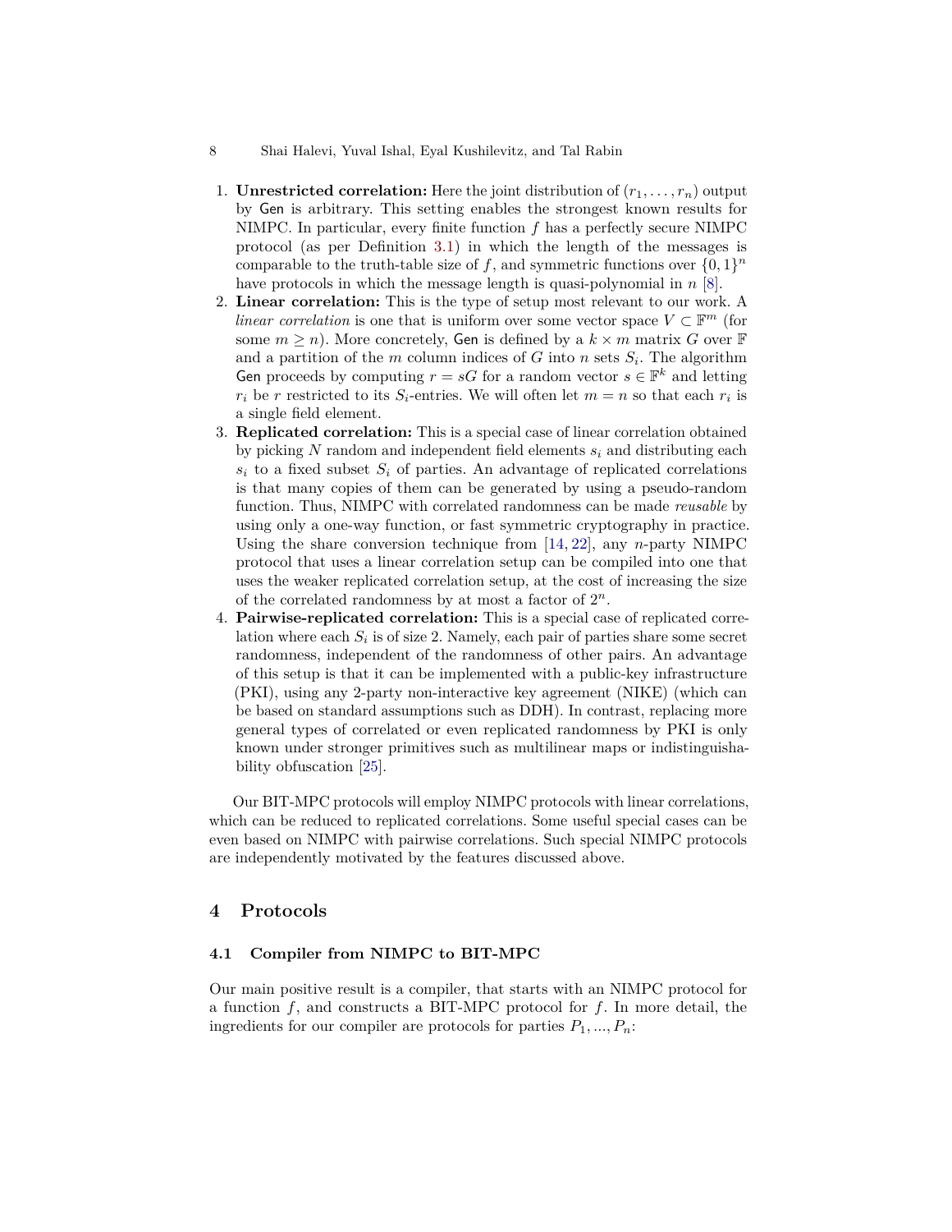1. **Unrestricted correlation:** Here the joint distribution of $(r_1, \ldots, r_n)$ output by Gen is arbitrary. This setting enables the strongest known results for NIMPC. In particular, every finite function $f$ has a perfectly secure NIMPC protocol (as per Definition 3.1) in which the length of the messages is comparable to the truth-table size of $f$, and symmetric functions over $\{0,1\}^n$ have protocols in which the message length is quasi-polynomial in $n$ [8].
2. **Linear correlation:** This is the type of setup most relevant to our work. A *linear correlation* is one that is uniform over some vector space $V \subset \mathbb{F}^m$ (for some $m \geq n$). More concretely, Gen is defined by a $k \times m$ matrix $G$ over $\mathbb{F}$ and a partition of the $m$ column indices of $G$ into $n$ sets $S_i$. The algorithm Gen proceeds by computing $r = sG$ for a random vector $s \in \mathbb{F}^k$ and letting $r_i$ be $r$ restricted to its $S_i$-entries. We will often let $m = n$ so that each $r_i$ is a single field element.
3. **Replicated correlation:** This is a special case of linear correlation obtained by picking $N$ random and independent field elements $s_i$ and distributing each $s_i$ to a fixed subset $S_i$ of parties. An advantage of replicated correlations is that many copies of them can be generated by using a pseudo-random function. Thus, NIMPC with correlated randomness can be made *reusable* by using only a one-way function, or fast symmetric cryptography in practice. Using the share conversion technique from [14, 22], any $n$-party NIMPC protocol that uses a linear correlation setup can be compiled into one that uses the weaker replicated correlation setup, at the cost of increasing the size of the correlated randomness by at most a factor of $2^n$.
4. **Pairwise-replicated correlation:** This is a special case of replicated correlation where each $S_i$ is of size 2. Namely, each pair of parties share some secret randomness, independent of the randomness of other pairs. An advantage of this setup is that it can be implemented with a public-key infrastructure (PKI), using any 2-party non-interactive key agreement (NIKE) (which can be based on standard assumptions such as DDH). In contrast, replacing more general types of correlated or even replicated randomness by PKI is only known under stronger primitives such as multilinear maps or indistinguishability obfuscation [25].

Our BIT-MPC protocols will employ NIMPC protocols with linear correlations, which can be reduced to replicated correlations. Some useful special cases can be even based on NIMPC with pairwise correlations. Such special NIMPC protocols are independently motivated by the features discussed above.

## 4 Protocols

### 4.1 Compiler from NIMPC to BIT-MPC

Our main positive result is a compiler, that starts with an NIMPC protocol for a function $f$, and constructs a BIT-MPC protocol for $f$. In more detail, the ingredients for our compiler are protocols for parties $P_1, ..., P_n$: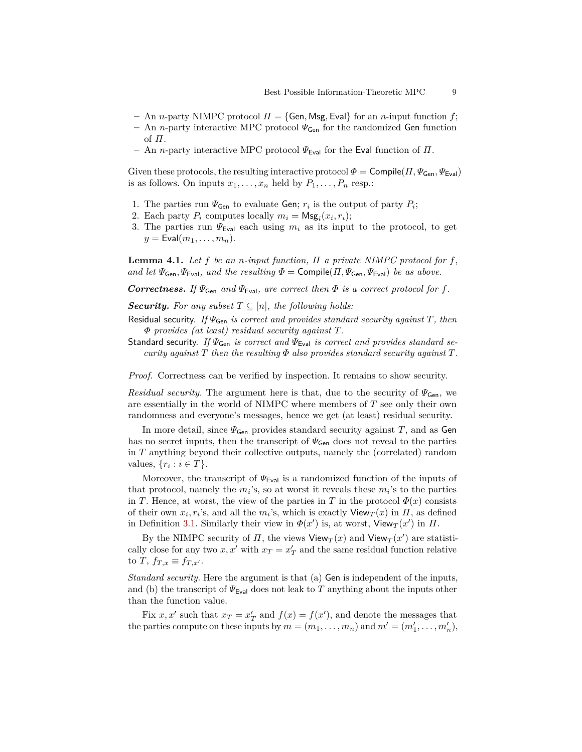- An $n$-party NIMPC protocol $\Pi = \{\mathsf{Gen}, \mathsf{Msg}, \mathsf{Eval}\}$ for an $n$-input function $f$;
- An $n$-party interactive MPC protocol $\Psi_{\mathsf{Gen}}$ for the randomized $\mathsf{Gen}$ function of $\Pi$.
- An $n$-party interactive MPC protocol $\Psi_{\mathsf{Eval}}$ for the $\mathsf{Eval}$ function of $\Pi$.

Given these protocols, the resulting interactive protocol $\Phi = \mathsf{Compile}(\Pi, \Psi_{\mathsf{Gen}}, \Psi_{\mathsf{Eval}})$ is as follows. On inputs $x_1, \ldots, x_n$ held by $P_1, \ldots, P_n$ resp.:

1. The parties run $\Psi_{\mathsf{Gen}}$ to evaluate $\mathsf{Gen}$; $r_i$ is the output of party $P_i$;
2. Each party $P_i$ computes locally $m_i = \mathsf{Msg}_i(x_i, r_i)$;
3. The parties run $\Psi_{\mathsf{Eval}}$ each using $m_i$ as its input to the protocol, to get $y = \mathsf{Eval}(m_1, \ldots, m_n)$.

**Lemma 4.1.** *Let $f$ be an $n$-input function, $\Pi$ a private NIMPC protocol for $f$, and let $\Psi_{\mathsf{Gen}}, \Psi_{\mathsf{Eval}}$, and the resulting $\Phi = \mathsf{Compile}(\Pi, \Psi_{\mathsf{Gen}}, \Psi_{\mathsf{Eval}})$ be as above.*

***Correctness.*** *If $\Psi_{\mathsf{Gen}}$ and $\Psi_{\mathsf{Eval}}$, are correct then $\Phi$ is a correct protocol for $f$.*

***Security.*** *For any subset $T \subseteq [n]$, the following holds:*

Residual security. *If $\Psi_{\mathsf{Gen}}$ is correct and provides standard security against $T$, then $\Phi$ provides (at least) residual security against $T$.*

Standard security. *If $\Psi_{\mathsf{Gen}}$ is correct and $\Psi_{\mathsf{Eval}}$ is correct and provides standard security against $T$ then the resulting $\Phi$ also provides standard security against $T$.*

*Proof.* Correctness can be verified by inspection. It remains to show security.

*Residual security.* The argument here is that, due to the security of $\Psi_{\mathsf{Gen}}$, we are essentially in the world of NIMPC where members of $T$ see only their own randomness and everyone's messages, hence we get (at least) residual security.

In more detail, since $\Psi_{\mathsf{Gen}}$ provides standard security against $T$, and as $\mathsf{Gen}$ has no secret inputs, then the transcript of $\Psi_{\mathsf{Gen}}$ does not reveal to the parties in $T$ anything beyond their collective outputs, namely the (correlated) random values, $\{r_i : i \in T\}$.

Moreover, the transcript of $\Psi_{\mathsf{Eval}}$ is a randomized function of the inputs of that protocol, namely the $m_i$'s, so at worst it reveals these $m_i$'s to the parties in $T$. Hence, at worst, the view of the parties in $T$ in the protocol $\Phi(x)$ consists of their own $x_i, r_i$'s, and all the $m_i$'s, which is exactly $\mathsf{View}_T(x)$ in $\Pi$, as defined in Definition 3.1. Similarly their view in $\Phi(x')$ is, at worst, $\mathsf{View}_T(x')$ in $\Pi$.

By the NIMPC security of $\Pi$, the views $\mathsf{View}_T(x)$ and $\mathsf{View}_T(x')$ are statistically close for any two $x, x'$ with $x_T = x'_T$ and the same residual function relative to $T$, $f_{T,x} \equiv f_{T,x'}$.

*Standard security.* Here the argument is that (a) $\mathsf{Gen}$ is independent of the inputs, and (b) the transcript of $\Psi_{\mathsf{Eval}}$ does not leak to $T$ anything about the inputs other than the function value.

Fix $x, x'$ such that $x_T = x'_T$ and $f(x) = f(x')$, and denote the messages that the parties compute on these inputs by $m = (m_1, \ldots, m_n)$ and $m' = (m'_1, \ldots, m'_n)$,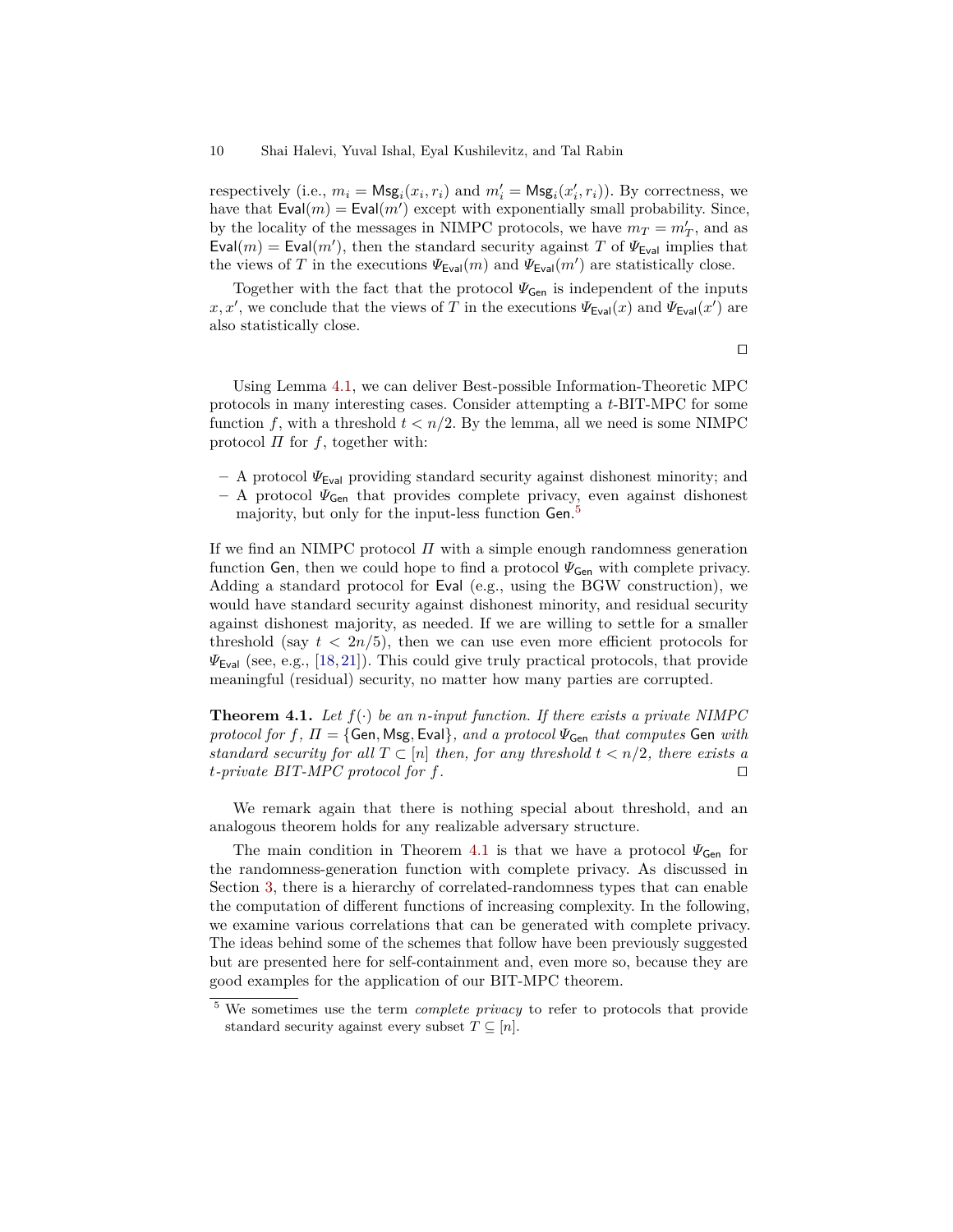respectively (i.e., $m_i = \mathsf{Msg}_i(x_i, r_i)$ and $m'_i = \mathsf{Msg}_i(x'_i, r_i)$). By correctness, we have that $\mathsf{Eval}(m) = \mathsf{Eval}(m')$ except with exponentially small probability. Since, by the locality of the messages in NIMPC protocols, we have $m_T = m'_T$, and as $\mathsf{Eval}(m) = \mathsf{Eval}(m')$, then the standard security against $T$ of $\Psi_{\mathsf{Eval}}$ implies that the views of $T$ in the executions $\Psi_{\mathsf{Eval}}(m)$ and $\Psi_{\mathsf{Eval}}(m')$ are statistically close.

Together with the fact that the protocol $\Psi_{\mathsf{Gen}}$ is independent of the inputs $x, x'$, we conclude that the views of $T$ in the executions $\Psi_{\mathsf{Eval}}(x)$ and $\Psi_{\mathsf{Eval}}(x')$ are also statistically close.

□

Using Lemma 4.1, we can deliver Best-possible Information-Theoretic MPC protocols in many interesting cases. Consider attempting a $t$-BIT-MPC for some function $f$, with a threshold $t < n/2$. By the lemma, all we need is some NIMPC protocol $\Pi$ for $f$, together with:

- A protocol $\Psi_{\mathsf{Eval}}$ providing standard security against dishonest minority; and
- A protocol $\Psi_{\mathsf{Gen}}$ that provides complete privacy, even against dishonest majority, but only for the input-less function $\mathsf{Gen}$.[5]

If we find an NIMPC protocol $\Pi$ with a simple enough randomness generation function $\mathsf{Gen}$, then we could hope to find a protocol $\Psi_{\mathsf{Gen}}$ with complete privacy. Adding a standard protocol for $\mathsf{Eval}$ (e.g., using the BGW construction), we would have standard security against dishonest minority, and residual security against dishonest majority, as needed. If we are willing to settle for a smaller threshold (say $t < 2n/5$), then we can use even more efficient protocols for $\Psi_{\mathsf{Eval}}$ (see, e.g., [18, 21]). This could give truly practical protocols, that provide meaningful (residual) security, no matter how many parties are corrupted.

**Theorem 4.1.** *Let $f(\cdot)$ be an $n$-input function. If there exists a private NIMPC protocol for $f$, $\Pi = \{\mathsf{Gen}, \mathsf{Msg}, \mathsf{Eval}\}$, and a protocol $\Psi_{\mathsf{Gen}}$ that computes $\mathsf{Gen}$ with standard security for all $T \subset [n]$ then, for any threshold $t < n/2$, there exists a $t$-private BIT-MPC protocol for $f$.* □

We remark again that there is nothing special about threshold, and an analogous theorem holds for any realizable adversary structure.

The main condition in Theorem 4.1 is that we have a protocol $\Psi_{\mathsf{Gen}}$ for the randomness-generation function with complete privacy. As discussed in Section 3, there is a hierarchy of correlated-randomness types that can enable the computation of different functions of increasing complexity. In the following, we examine various correlations that can be generated with complete privacy. The ideas behind some of the schemes that follow have been previously suggested but are presented here for self-containment and, even more so, because they are good examples for the application of our BIT-MPC theorem.

[5] We sometimes use the term *complete privacy* to refer to protocols that provide standard security against every subset $T \subseteq [n]$.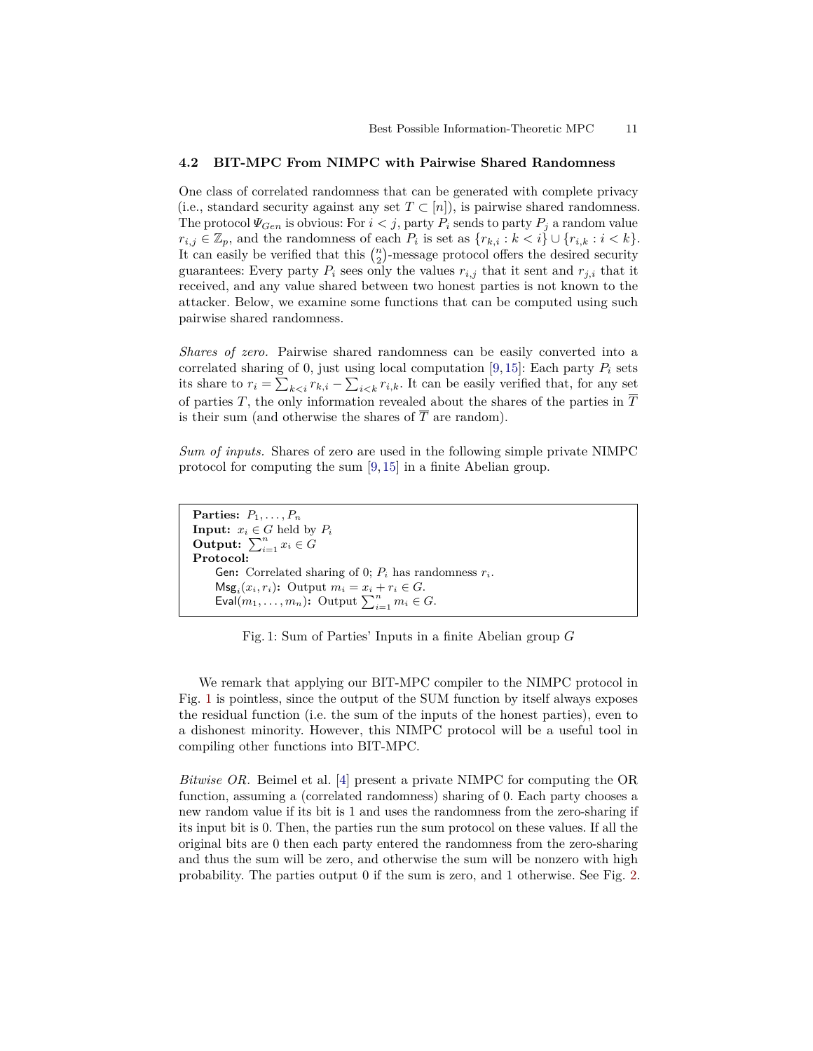### 4.2 BIT-MPC From NIMPC with Pairwise Shared Randomness

One class of correlated randomness that can be generated with complete privacy (i.e., standard security against any set $T \subset [n]$), is pairwise shared randomness. The protocol $\Psi_{Gen}$ is obvious: For $i < j$, party $P_i$ sends to party $P_j$ a random value $r_{i,j} \in \mathbb{Z}_p$, and the randomness of each $P_i$ is set as $\{r_{k,i} : k < i\} \cup \{r_{i,k} : i < k\}$. It can easily be verified that this $\binom{n}{2}$-message protocol offers the desired security guarantees: Every party $P_i$ sees only the values $r_{i,j}$ that it sent and $r_{j,i}$ that it received, and any value shared between two honest parties is not known to the attacker. Below, we examine some functions that can be computed using such pairwise shared randomness.

*Shares of zero.* Pairwise shared randomness can be easily converted into a correlated sharing of 0, just using local computation [9, 15]: Each party $P_i$ sets its share to $r_i = \sum_{k<i} r_{k,i} - \sum_{i<k} r_{i,k}$. It can be easily verified that, for any set of parties $T$, the only information revealed about the shares of the parties in $\overline{T}$ is their sum (and otherwise the shares of $\overline{T}$ are random).

*Sum of inputs.* Shares of zero are used in the following simple private NIMPC protocol for computing the sum [9, 15] in a finite Abelian group.

**Parties:** $P_1, \ldots, P_n$
**Input:** $x_i \in G$ held by $P_i$
**Output:** $\sum_{i=1}^{n} x_i \in G$
**Protocol:**
- Gen**:** Correlated sharing of 0; $P_i$ has randomness $r_i$.
- $\mathsf{Msg}_i(x_i, r_i)$**:** Output $m_i = x_i + r_i \in G$.
- $\mathsf{Eval}(m_1, \ldots, m_n)$**:** Output $\sum_{i=1}^{n} m_i \in G$.

Fig. 1: Sum of Parties' Inputs in a finite Abelian group $G$

We remark that applying our BIT-MPC compiler to the NIMPC protocol in Fig. 1 is pointless, since the output of the SUM function by itself always exposes the residual function (i.e. the sum of the inputs of the honest parties), even to a dishonest minority. However, this NIMPC protocol will be a useful tool in compiling other functions into BIT-MPC.

*Bitwise OR.* Beimel et al. [4] present a private NIMPC for computing the OR function, assuming a (correlated randomness) sharing of 0. Each party chooses a new random value if its bit is 1 and uses the randomness from the zero-sharing if its input bit is 0. Then, the parties run the sum protocol on these values. If all the original bits are 0 then each party entered the randomness from the zero-sharing and thus the sum will be zero, and otherwise the sum will be nonzero with high probability. The parties output 0 if the sum is zero, and 1 otherwise. See Fig. 2.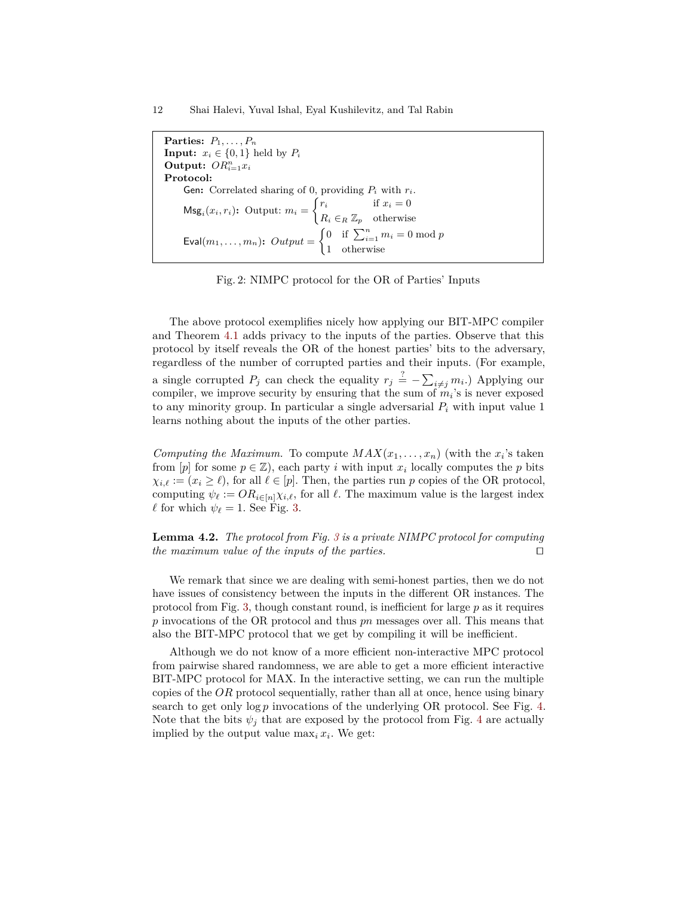**Parties:** $P_1, \ldots, P_n$
**Input:** $x_i \in \{0,1\}$ held by $P_i$
**Output:** $OR_{i=1}^n x_i$
**Protocol:**

Gen**:** Correlated sharing of 0, providing $P_i$ with $r_i$.

$\mathsf{Msg}_i(x_i, r_i)$**:** Output: $m_i = \begin{cases} r_i & \text{if } x_i = 0 \\ R_i \in_R \mathbb{Z}_p & \text{otherwise} \end{cases}$

$\mathsf{Eval}(m_1, \ldots, m_n)$**:** $Output = \begin{cases} 0 & \text{if } \sum_{i=1}^n m_i = 0 \bmod p \\ 1 & \text{otherwise} \end{cases}$

Fig. 2: NIMPC protocol for the OR of Parties' Inputs

The above protocol exemplifies nicely how applying our BIT-MPC compiler and Theorem 4.1 adds privacy to the inputs of the parties. Observe that this protocol by itself reveals the OR of the honest parties' bits to the adversary, regardless of the number of corrupted parties and their inputs. (For example, a single corrupted $P_j$ can check the equality $r_j \stackrel{?}{=} -\sum_{i \neq j} m_i$.) Applying our compiler, we improve security by ensuring that the sum of $m_i$'s is never exposed to any minority group. In particular a single adversarial $P_i$ with input value 1 learns nothing about the inputs of the other parties.

*Computing the Maximum.* To compute $MAX(x_1, \ldots, x_n)$ (with the $x_i$'s taken from $[p]$ for some $p \in \mathbb{Z}$), each party $i$ with input $x_i$ locally computes the $p$ bits $\chi_{i,\ell} := (x_i \geq \ell)$, for all $\ell \in [p]$. Then, the parties run $p$ copies of the OR protocol, computing $\psi_\ell := OR_{i \in [n]} \chi_{i,\ell}$, for all $\ell$. The maximum value is the largest index $\ell$ for which $\psi_\ell = 1$. See Fig. 3.

**Lemma 4.2.** *The protocol from Fig. 3 is a private NIMPC protocol for computing the maximum value of the inputs of the parties.* ◻

We remark that since we are dealing with semi-honest parties, then we do not have issues of consistency between the inputs in the different OR instances. The protocol from Fig. 3, though constant round, is inefficient for large $p$ as it requires $p$ invocations of the OR protocol and thus $pn$ messages over all. This means that also the BIT-MPC protocol that we get by compiling it will be inefficient.

Although we do not know of a more efficient non-interactive MPC protocol from pairwise shared randomness, we are able to get a more efficient interactive BIT-MPC protocol for MAX. In the interactive setting, we can run the multiple copies of the $OR$ protocol sequentially, rather than all at once, hence using binary search to get only $\log p$ invocations of the underlying OR protocol. See Fig. 4. Note that the bits $\psi_j$ that are exposed by the protocol from Fig. 4 are actually implied by the output value $\max_i x_i$. We get: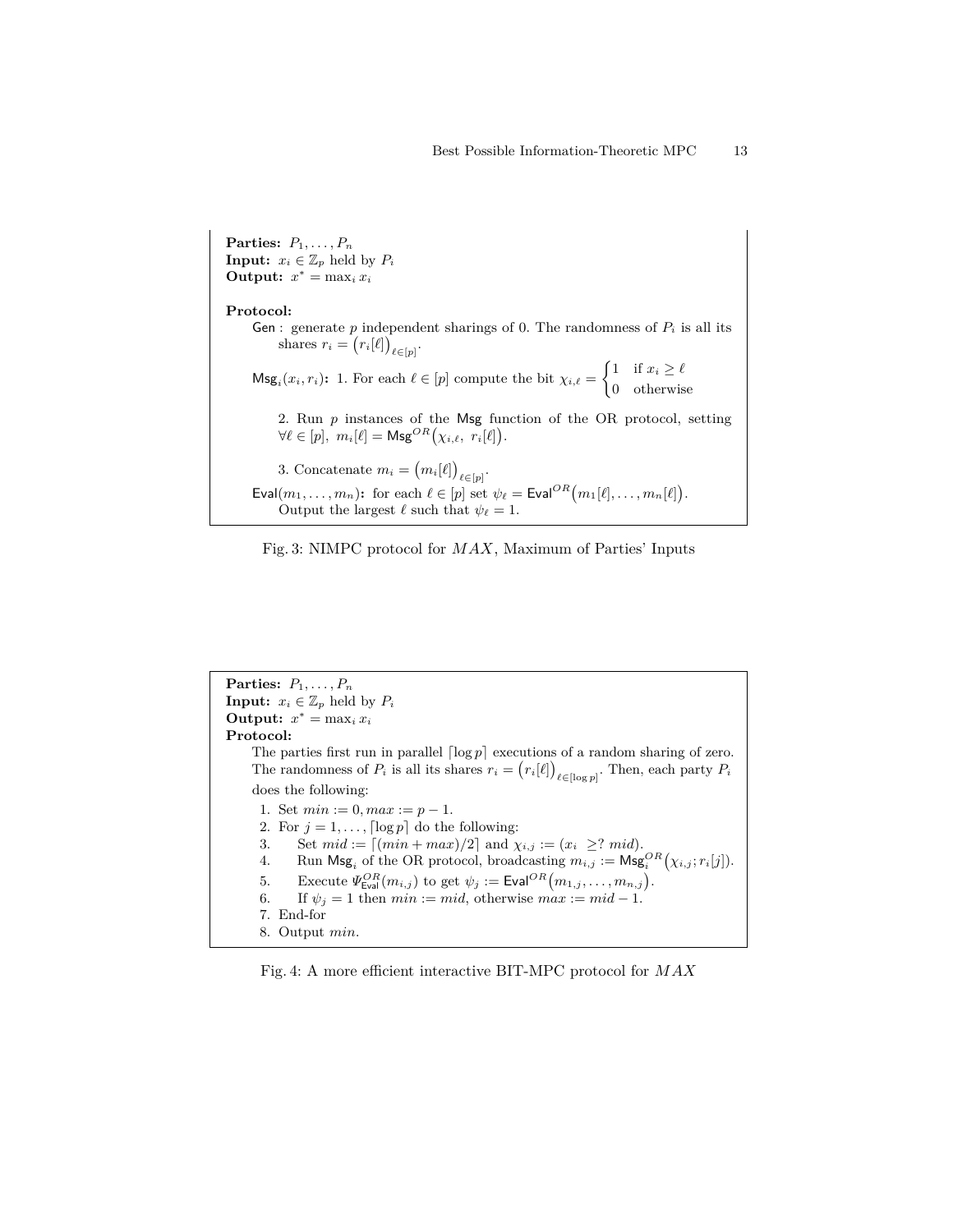**Parties:** $P_1, \ldots, P_n$
**Input:** $x_i \in \mathbb{Z}_p$ held by $P_i$
**Output:** $x^* = \max_i x_i$

**Protocol:**

$\mathsf{Gen}$ : generate $p$ independent sharings of 0. The randomness of $P_i$ is all its shares $r_i = \big(r_i[\ell]\big)_{\ell \in [p]}$.

$\mathsf{Msg}_i(x_i, r_i)$**:** 1. For each $\ell \in [p]$ compute the bit $\chi_{i,\ell} = \begin{cases} 1 & \text{if } x_i \geq \ell \\ 0 & \text{otherwise} \end{cases}$

2. Run $p$ instances of the $\mathsf{Msg}$ function of the OR protocol, setting $\forall \ell \in [p],\ m_i[\ell] = \mathsf{Msg}^{OR}\big(\chi_{i,\ell},\ r_i[\ell]\big)$.

3. Concatenate $m_i = \big(m_i[\ell]\big)_{\ell \in [p]}$.

$\mathsf{Eval}(m_1, \ldots, m_n)$**:** for each $\ell \in [p]$ set $\psi_\ell = \mathsf{Eval}^{OR}\big(m_1[\ell], \ldots, m_n[\ell]\big)$. Output the largest $\ell$ such that $\psi_\ell = 1$.

Fig. 3: NIMPC protocol for $MAX$, Maximum of Parties' Inputs

**Parties:** $P_1, \ldots, P_n$
**Input:** $x_i \in \mathbb{Z}_p$ held by $P_i$
**Output:** $x^* = \max_i x_i$
**Protocol:**

The parties first run in parallel $\lceil \log p \rceil$ executions of a random sharing of zero. The randomness of $P_i$ is all its shares $r_i = \big(r_i[\ell]\big)_{\ell \in [\log p]}$. Then, each party $P_i$ does the following:

1. Set $min := 0, max := p - 1$.
2. For $j = 1, \ldots, \lceil \log p \rceil$ do the following:
3. Set $mid := \lceil (min + max)/2 \rceil$ and $\chi_{i,j} := (x_i \ \geq ?\ mid)$.
4. Run $\mathsf{Msg}_i$ of the OR protocol, broadcasting $m_{i,j} := \mathsf{Msg}_i^{OR}\big(\chi_{i,j}; r_i[j]\big)$.
5. Execute $\Psi^{OR}_{\mathsf{Eval}}(m_{i,j})$ to get $\psi_j := \mathsf{Eval}^{OR}\big(m_{1,j}, \ldots, m_{n,j}\big)$.
6. If $\psi_j = 1$ then $min := mid$, otherwise $max := mid - 1$.
7. End-for
8. Output $min$.

Fig. 4: A more efficient interactive BIT-MPC protocol for $MAX$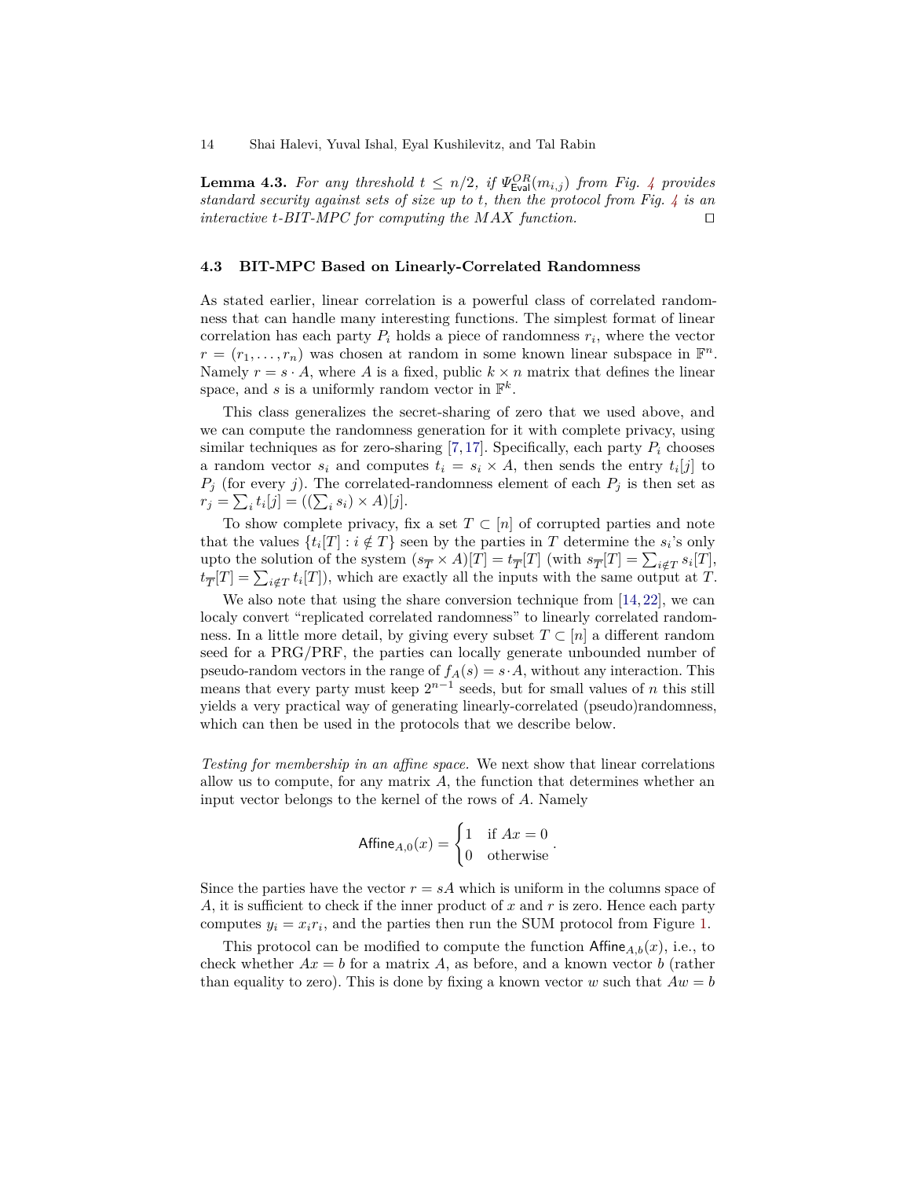**Lemma 4.3.** *For any threshold $t \leq n/2$, if $\Psi^{OR}_{\mathsf{Eval}}(m_{i,j})$ from Fig. 4 provides standard security against sets of size up to to $t$, then the protocol from Fig. 4 is an interactive $t$-BIT-MPC for computing the MAX function.* □

### 4.3 BIT-MPC Based on Linearly-Correlated Randomness

As stated earlier, linear correlation is a powerful class of correlated randomness that can handle many interesting functions. The simplest format of linear correlation has each party $P_i$ holds a piece of randomness $r_i$, where the vector $r = (r_1, \ldots, r_n)$ was chosen at random in some known linear subspace in $\mathbb{F}^n$. Namely $r = s \cdot A$, where $A$ is a fixed, public $k \times n$ matrix that defines the linear space, and $s$ is a uniformly random vector in $\mathbb{F}^k$.

This class generalizes the secret-sharing of zero that we used above, and we can compute the randomness generation for it with complete privacy, using similar techniques as for zero-sharing [7, 17]. Specifically, each party $P_i$ chooses a random vector $s_i$ and computes $t_i = s_i \times A$, then sends the entry $t_i[j]$ to $P_j$ (for every $j$). The correlated-randomness element of each $P_j$ is then set as $r_j = \sum_i t_i[j] = ((\sum_i s_i) \times A)[j]$.

To show complete privacy, fix a set $T \subset [n]$ of corrupted parties and note that the values $\{t_i[T] : i \notin T\}$ seen by the parties in $T$ determine the $s_i$'s only upto the solution of the system $(s_{\overline{T}} \times A)[T] = t_{\overline{T}}[T]$ (with $s_{\overline{T}}[T] = \sum_{i \notin T} s_i[T]$, $t_{\overline{T}}[T] = \sum_{i \notin T} t_i[T]$), which are exactly all the inputs with the same output at $T$.

We also note that using the share conversion technique from [14, 22], we can localy convert "replicated correlated randomness" to linearly correlated randomness. In a little more detail, by giving every subset $T \subset [n]$ a different random seed for a PRG/PRF, the parties can locally generate unbounded number of pseudo-random vectors in the range of $f_A(s) = s \cdot A$, without any interaction. This means that every party must keep $2^{n-1}$ seeds, but for small values of $n$ this still yields a very practical way of generating linearly-correlated (pseudo)randomness, which can then be used in the protocols that we describe below.

*Testing for membership in an affine space.* We next show that linear correlations allow us to compute, for any matrix $A$, the function that determines whether an input vector belongs to the kernel of the rows of $A$. Namely

$$\mathsf{Affine}_{A,0}(x) = \begin{cases} 1 & \text{if } Ax = 0 \\ 0 & \text{otherwise} \end{cases}.$$

Since the parties have the vector $r = sA$ which is uniform in the columns space of $A$, it is sufficient to check if the inner product of $x$ and $r$ is zero. Hence each party computes $y_i = x_i r_i$, and the parties then run the SUM protocol from Figure 1.

This protocol can be modified to compute the function $\mathsf{Affine}_{A,b}(x)$, i.e., to check whether $Ax = b$ for a matrix $A$, as before, and a known vector $b$ (rather than equality to zero). This is done by fixing a known vector $w$ such that $Aw = b$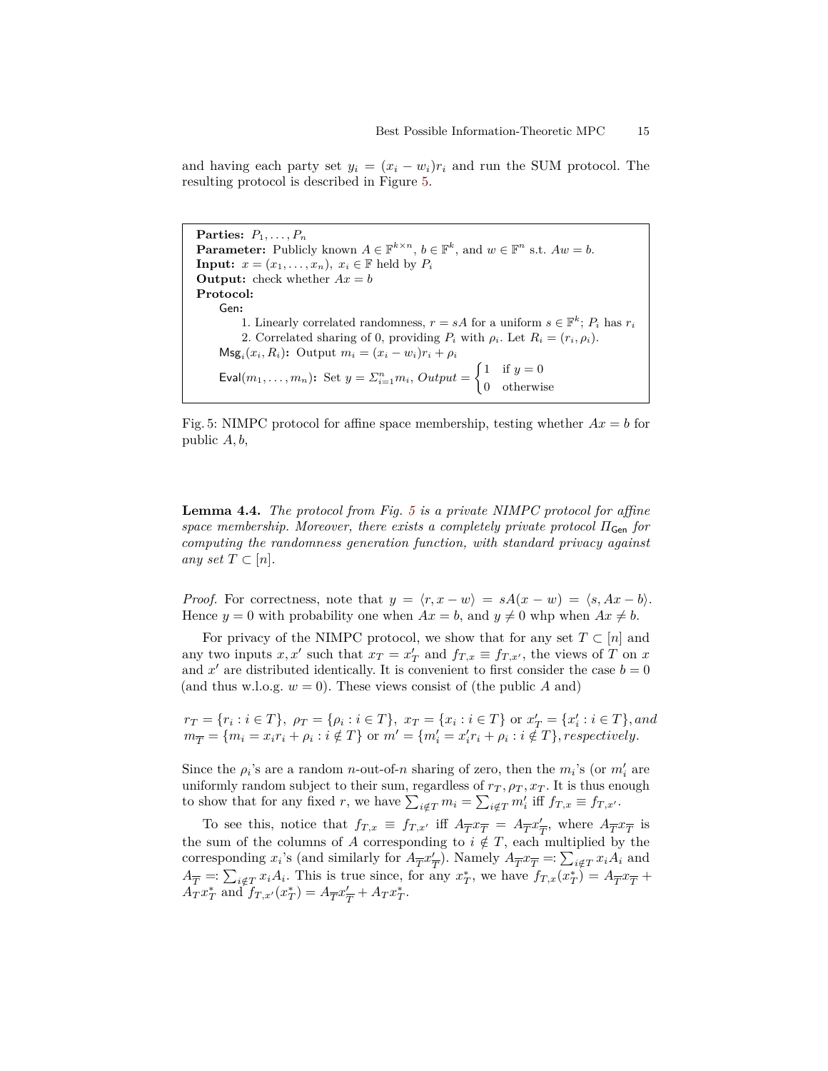and having each party set $y_i = (x_i - w_i)r_i$ and run the SUM protocol. The resulting protocol is described in Figure 5.

> **Parties:** $P_1, \ldots, P_n$
> **Parameter:** Publicly known $A \in \mathbb{F}^{k\times n}$, $b \in \mathbb{F}^k$, and $w \in \mathbb{F}^n$ s.t. $Aw = b$.
> **Input:** $x = (x_1, \ldots, x_n)$, $x_i \in \mathbb{F}$ held by $P_i$
> **Output:** check whether $Ax = b$
> **Protocol:**
> Gen:
> 1. Linearly correlated randomness, $r = sA$ for a uniform $s \in \mathbb{F}^k$; $P_i$ has $r_i$
> 2. Correlated sharing of 0, providing $P_i$ with $\rho_i$. Let $R_i = (r_i, \rho_i)$.
>
> $\mathsf{Msg}_i(x_i, R_i)$**:** Output $m_i = (x_i - w_i)r_i + \rho_i$
>
> $\mathsf{Eval}(m_1, \ldots, m_n)$**:** Set $y = \Sigma_{i=1}^n m_i$, $Output = \begin{cases} 1 & \text{if } y = 0 \\ 0 & \text{otherwise} \end{cases}$

Fig. 5: NIMPC protocol for affine space membership, testing whether $Ax = b$ for public $A, b$,

**Lemma 4.4.** *The protocol from Fig. 5 is a private NIMPC protocol for affine space membership. Moreover, there exists a completely private protocol $\Pi_{\mathsf{Gen}}$ for computing the randomness generation function, with standard privacy against any set $T \subset [n]$.*

*Proof.* For correctness, note that $y = \langle r, x - w\rangle = sA(x - w) = \langle s, Ax - b\rangle$. Hence $y = 0$ with probability one when $Ax = b$, and $y \neq 0$ whp when $Ax \neq b$.

For privacy of the NIMPC protocol, we show that for any set $T \subset [n]$ and any two inputs $x, x'$ such that $x_T = x'_T$ and $f_{T,x} \equiv f_{T,x'}$, the views of $T$ on $x$ and $x'$ are distributed identically. It is convenient to first consider the case $b = 0$ (and thus w.l.o.g. $w = 0$). These views consist of (the public $A$ and)

$r_T = \{r_i : i \in T\},\ \rho_T = \{\rho_i : i \in T\},\ x_T = \{x_i : i \in T\}$ or $x'_T = \{x'_i : i \in T\}$, *and*
$m_{\overline{T}} = \{m_i = x_i r_i + \rho_i : i \notin T\}$ or $m' = \{m'_i = x'_i r_i + \rho_i : i \notin T\}$, *respectively.*

Since the $\rho_i$'s are a random $n$-out-of-$n$ sharing of zero, then the $m_i$'s (or $m'_i$ are uniformly random subject to their sum, regardless of $r_T, \rho_T, x_T$. It is thus enough to show that for any fixed $r$, we have $\sum_{i\notin T} m_i = \sum_{i\notin T} m'_i$ iff $f_{T,x} \equiv f_{T,x'}$.

To see this, notice that $f_{T,x} \equiv f_{T,x'}$ iff $A_{\overline{T}} x_{\overline{T}} = A_{\overline{T}} x'_{\overline{T}}$, where $A_{\overline{T}} x_{\overline{T}}$ is the sum of the columns of $A$ corresponding to $i \notin T$, each multiplied by the corresponding $x_i$'s (and similarly for $A_{\overline{T}} x'_{\overline{T}}$). Namely $A_{\overline{T}} x_{\overline{T}} =: \sum_{i\notin T} x_i A_i$ and $A_{\overline{T}} =: \sum_{i\notin T} x_i A_i$. This is true since, for any $x^*_T$, we have $f_{T,x}(x^*_T) = A_{\overline{T}} x_{\overline{T}} + A_T x^*_T$ and $f_{T,x'}(x^*_T) = A_{\overline{T}} x'_{\overline{T}} + A_T x^*_T$.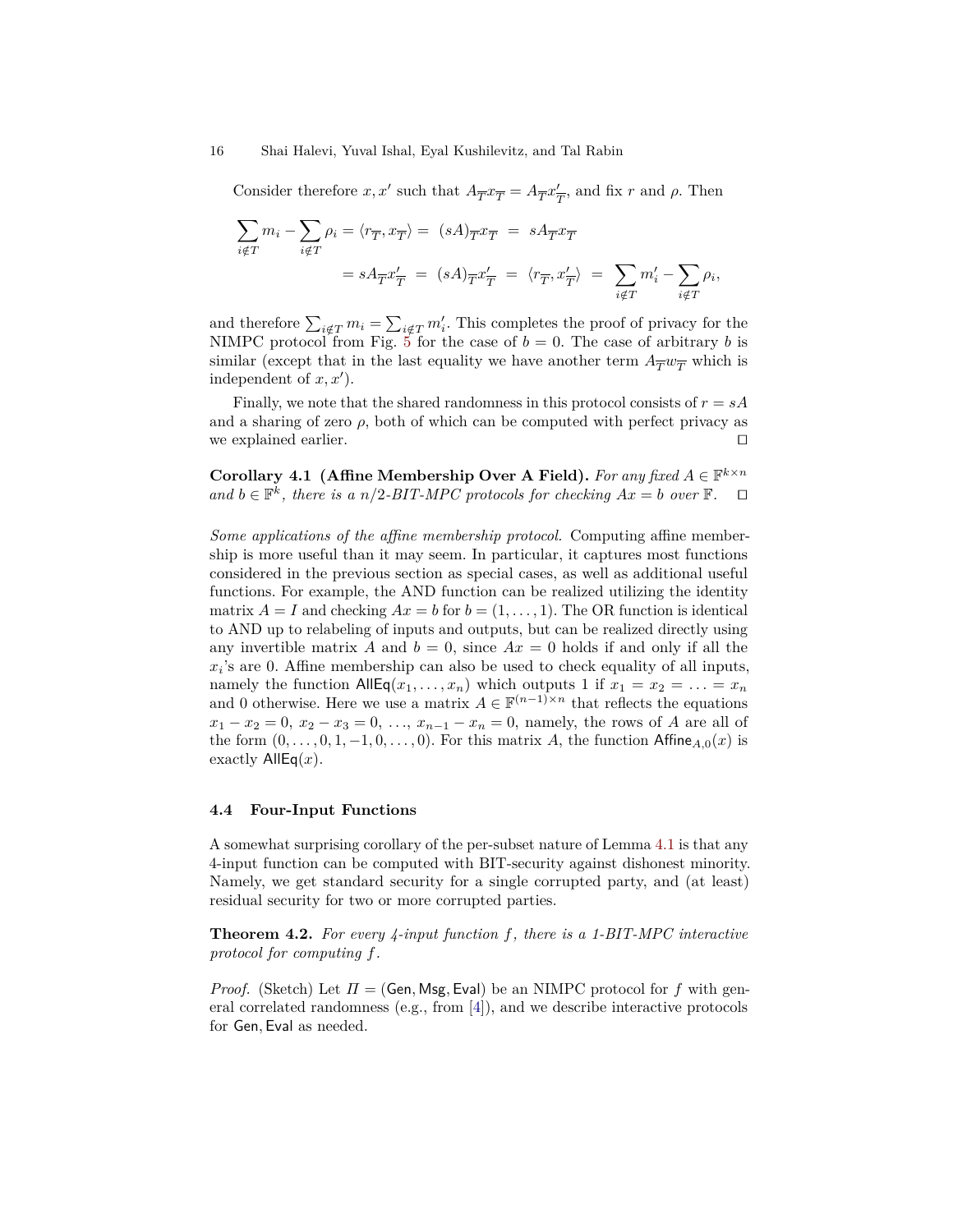Consider therefore $x, x'$ such that $A_{\overline{T}}x_{\overline{T}} = A_{\overline{T}}x'_{\overline{T}}$, and fix $r$ and $\rho$. Then

$$\sum_{i \notin T} m_i - \sum_{i \notin T} \rho_i = \langle r_{\overline{T}}, x_{\overline{T}} \rangle = (sA)_{\overline{T}} x_{\overline{T}} = sA_{\overline{T}} x_{\overline{T}}$$
$$= sA_{\overline{T}} x'_{\overline{T}} = (sA)_{\overline{T}} x'_{\overline{T}} = \langle r_{\overline{T}}, x'_{\overline{T}} \rangle = \sum_{i \notin T} m'_i - \sum_{i \notin T} \rho_i,$$

and therefore $\sum_{i \notin T} m_i = \sum_{i \notin T} m'_i$. This completes the proof of privacy for the NIMPC protocol from Fig. 5 for the case of $b = 0$. The case of arbitrary $b$ is similar (except that in the last equality we have another term $A_{\overline{T}} w_{\overline{T}}$ which is independent of $x, x'$).

Finally, we note that the shared randomness in this protocol consists of $r = sA$ and a sharing of zero $\rho$, both of which can be computed with perfect privacy as we explained earlier. ◻

**Corollary 4.1 (Affine Membership Over A Field).** *For any fixed $A \in \mathbb{F}^{k \times n}$ and $b \in \mathbb{F}^k$, there is a $n/2$-BIT-MPC protocols for checking $Ax = b$ over $\mathbb{F}$.* ◻

*Some applications of the affine membership protocol.* Computing affine membership is more useful than it may seem. In particular, it captures most functions considered in the previous section as special cases, as well as additional useful functions. For example, the AND function can be realized utilizing the identity matrix $A = I$ and checking $Ax = b$ for $b = (1, \ldots, 1)$. The OR function is identical to AND up to relabeling of inputs and outputs, but can be realized directly using any invertible matrix $A$ and $b = 0$, since $Ax = 0$ holds if and only if all the $x_i$'s are 0. Affine membership can also be used to check equality of all inputs, namely the function $\mathsf{AllEq}(x_1, \ldots, x_n)$ which outputs 1 if $x_1 = x_2 = \ldots = x_n$ and 0 otherwise. Here we use a matrix $A \in \mathbb{F}^{(n-1) \times n}$ that reflects the equations $x_1 - x_2 = 0$, $x_2 - x_3 = 0$, $\ldots$, $x_{n-1} - x_n = 0$, namely, the rows of $A$ are all of the form $(0, \ldots, 0, 1, -1, 0, \ldots, 0)$. For this matrix $A$, the function $\mathsf{Affine}_{A,0}(x)$ is exactly $\mathsf{AllEq}(x)$.

### 4.4 Four-Input Functions

A somewhat surprising corollary of the per-subset nature of Lemma 4.1 is that any 4-input function can be computed with BIT-security against dishonest minority. Namely, we get standard security for a single corrupted party, and (at least) residual security for two or more corrupted parties.

**Theorem 4.2.** *For every 4-input function $f$, there is a 1-BIT-MPC interactive protocol for computing $f$.*

*Proof.* (Sketch) Let $\Pi = (\mathsf{Gen}, \mathsf{Msg}, \mathsf{Eval})$ be an NIMPC protocol for $f$ with general correlated randomness (e.g., from [4]), and we describe interactive protocols for $\mathsf{Gen}, \mathsf{Eval}$ as needed.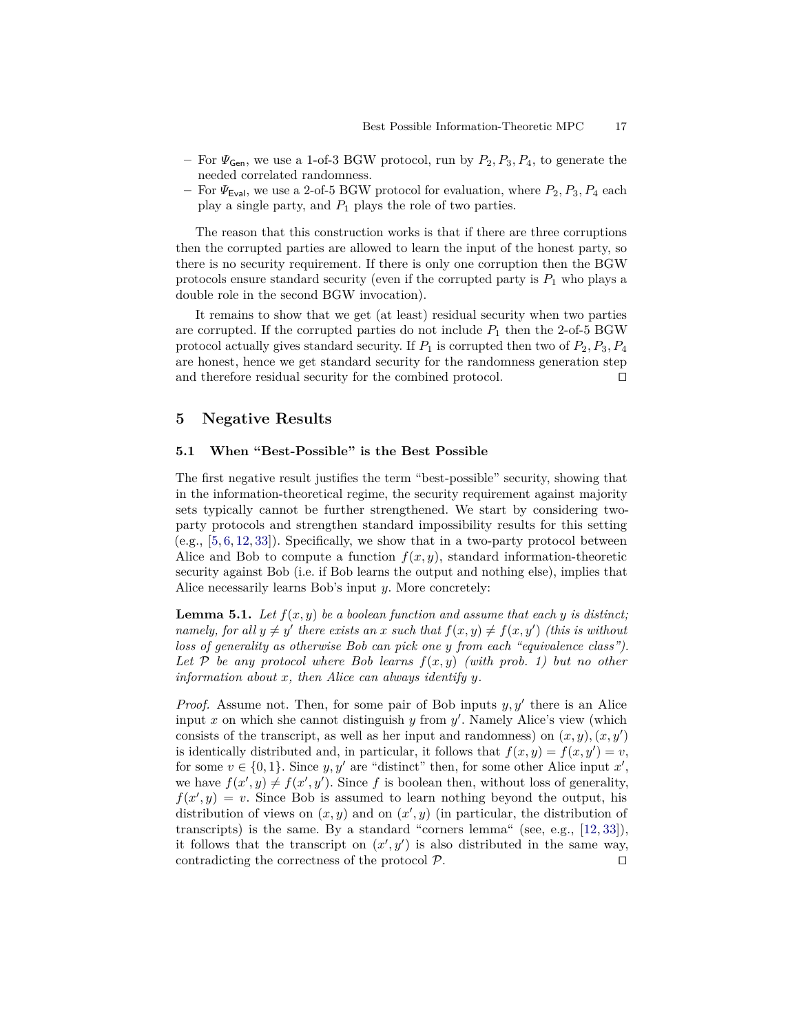- For $\Psi_{\mathsf{Gen}}$, we use a 1-of-3 BGW protocol, run by $P_2, P_3, P_4$, to generate the needed correlated randomness.
- For $\Psi_{\mathsf{Eval}}$, we use a 2-of-5 BGW protocol for evaluation, where $P_2, P_3, P_4$ each play a single party, and $P_1$ plays the role of two parties.

The reason that this construction works is that if there are three corruptions then the corrupted parties are allowed to learn the input of the honest party, so there is no security requirement. If there is only one corruption then the BGW protocols ensure standard security (even if the corrupted party is $P_1$ who plays a double role in the second BGW invocation).

It remains to show that we get (at least) residual security when two parties are corrupted. If the corrupted parties do not include $P_1$ then the 2-of-5 BGW protocol actually gives standard security. If $P_1$ is corrupted then two of $P_2, P_3, P_4$ are honest, hence we get standard security for the randomness generation step and therefore residual security for the combined protocol. ◻

## 5 Negative Results

### 5.1 When "Best-Possible" is the Best Possible

The first negative result justifies the term "best-possible" security, showing that in the information-theoretical regime, the security requirement against majority sets typically cannot be further strengthened. We start by considering two-party protocols and strengthen standard impossibility results for this setting (e.g., [5, 6, 12, 33]). Specifically, we show that in a two-party protocol between Alice and Bob to compute a function $f(x, y)$, standard information-theoretic security against Bob (i.e. if Bob learns the output and nothing else), implies that Alice necessarily learns Bob's input $y$. More concretely:

**Lemma 5.1.** *Let $f(x, y)$ be a boolean function and assume that each $y$ is distinct; namely, for all $y \neq y'$ there exists an $x$ such that $f(x, y) \neq f(x, y')$ (this is without loss of generality as otherwise Bob can pick one $y$ from each "equivalence class"). Let $\mathcal{P}$ be any protocol where Bob learns $f(x, y)$ (with prob. 1) but no other information about $x$, then Alice can always identify $y$.*

*Proof.* Assume not. Then, for some pair of Bob inputs $y, y'$ there is an Alice input $x$ on which she cannot distinguish $y$ from $y'$. Namely Alice's view (which consists of the transcript, as well as her input and randomness) on $(x, y), (x, y')$ is identically distributed and, in particular, it follows that $f(x, y) = f(x, y') = v$, for some $v \in \{0, 1\}$. Since $y, y'$ are "distinct" then, for some other Alice input $x'$, we have $f(x', y) \neq f(x', y')$. Since $f$ is boolean then, without loss of generality, $f(x', y) = v$. Since Bob is assumed to learn nothing beyond the output, his distribution of views on $(x, y)$ and on $(x', y)$ (in particular, the distribution of transcripts) is the same. By a standard "corners lemma" (see, e.g., [12, 33]), it follows that the transcript on $(x', y')$ is also distributed in the same way, contradicting the correctness of the protocol $\mathcal{P}$. ◻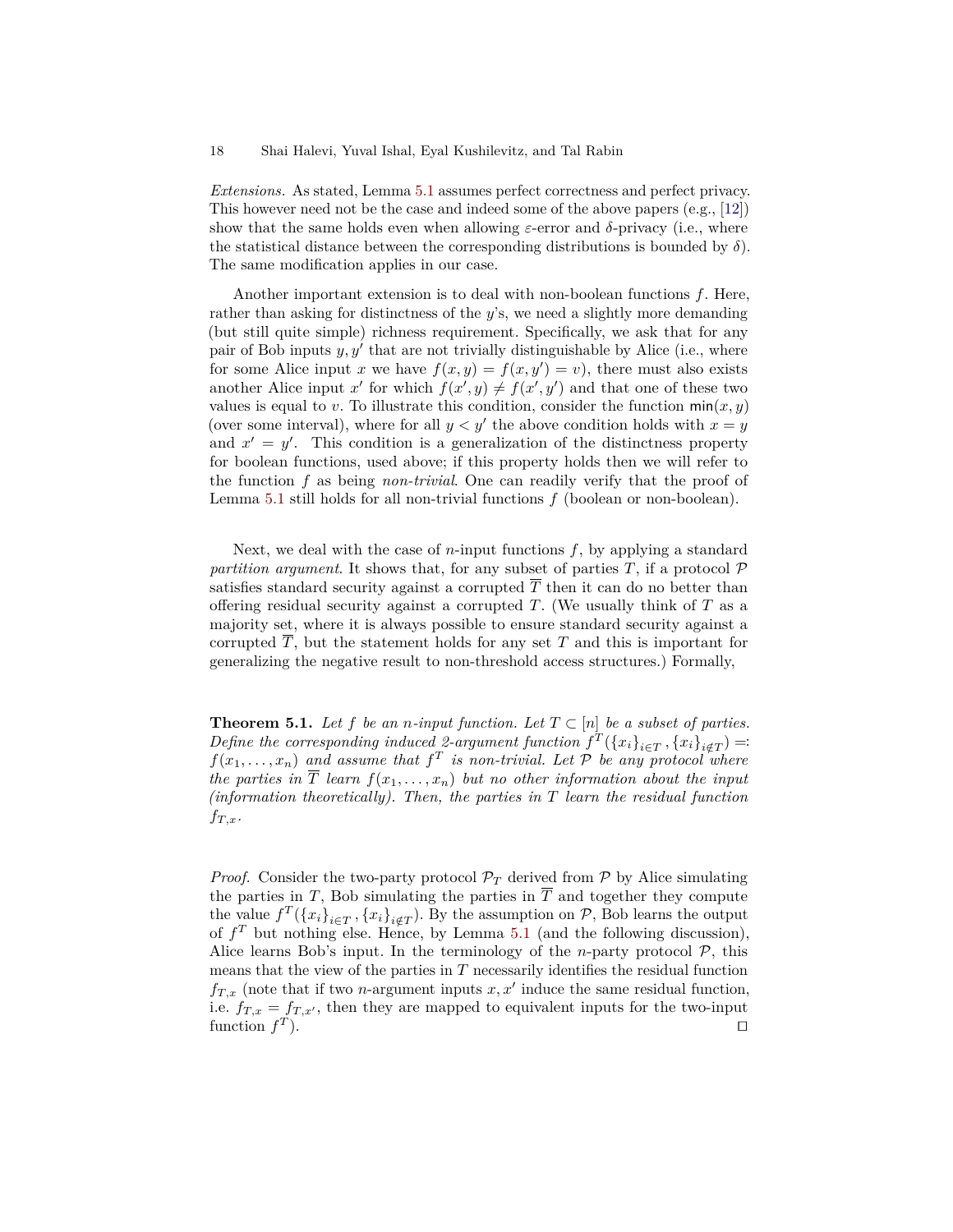*Extensions.* As stated, Lemma 5.1 assumes perfect correctness and perfect privacy. This however need not be the case and indeed some of the above papers (e.g., [12]) show that the same holds even when allowing $\varepsilon$-error and $\delta$-privacy (i.e., where the statistical distance between the corresponding distributions is bounded by $\delta$). The same modification applies in our case.

Another important extension is to deal with non-boolean functions $f$. Here, rather than asking for distinctness of the $y$'s, we need a slightly more demanding (but still quite simple) richness requirement. Specifically, we ask that for any pair of Bob inputs $y, y'$ that are not trivially distinguishable by Alice (i.e., where for some Alice input $x$ we have $f(x, y) = f(x, y') = v$), there must also exists another Alice input $x'$ for which $f(x', y) \neq f(x', y')$ and that one of these two values is equal to $v$. To illustrate this condition, consider the function $\mathsf{min}(x, y)$ (over some interval), where for all $y < y'$ the above condition holds with $x = y$ and $x' = y'$. This condition is a generalization of the distinctness property for boolean functions, used above; if this property holds then we will refer to the function $f$ as being *non-trivial*. One can readily verify that the proof of Lemma 5.1 still holds for all non-trivial functions $f$ (boolean or non-boolean).

Next, we deal with the case of $n$-input functions $f$, by applying a standard *partition argument*. It shows that, for any subset of parties $T$, if a protocol $\mathcal{P}$ satisfies standard security against a corrupted $\overline{T}$ then it can do no better than offering residual security against a corrupted $T$. (We usually think of $T$ as a majority set, where it is always possible to ensure standard security against a corrupted $\overline{T}$, but the statement holds for any set $T$ and this is important for generalizing the negative result to non-threshold access structures.) Formally,

**Theorem 5.1.** *Let $f$ be an $n$-input function. Let $T \subset [n]$ be a subset of parties. Define the corresponding induced 2-argument function $f^T(\{x_i\}_{i \in T}, \{x_i\}_{i \notin T}) =: f(x_1, \ldots, x_n)$ and assume that $f^T$ is non-trivial. Let $\mathcal{P}$ be any protocol where the parties in $\overline{T}$ learn $f(x_1, \ldots, x_n)$ but no other information about the input (information theoretically). Then, the parties in $T$ learn the residual function $f_{T,x}$.*

*Proof.* Consider the two-party protocol $\mathcal{P}_T$ derived from $\mathcal{P}$ by Alice simulating the parties in $T$, Bob simulating the parties in $\overline{T}$ and together they compute the value $f^T(\{x_i\}_{i \in T}, \{x_i\}_{i \notin T})$. By the assumption on $\mathcal{P}$, Bob learns the output of $f^T$ but nothing else. Hence, by Lemma 5.1 (and the following discussion), Alice learns Bob's input. In the terminology of the $n$-party protocol $\mathcal{P}$, this means that the view of the parties in $T$ necessarily identifies the residual function $f_{T,x}$ (note that if two $n$-argument inputs $x, x'$ induce the same residual function, i.e. $f_{T,x} = f_{T,x'}$, then they are mapped to equivalent inputs for the two-input function $f^T$). $\square$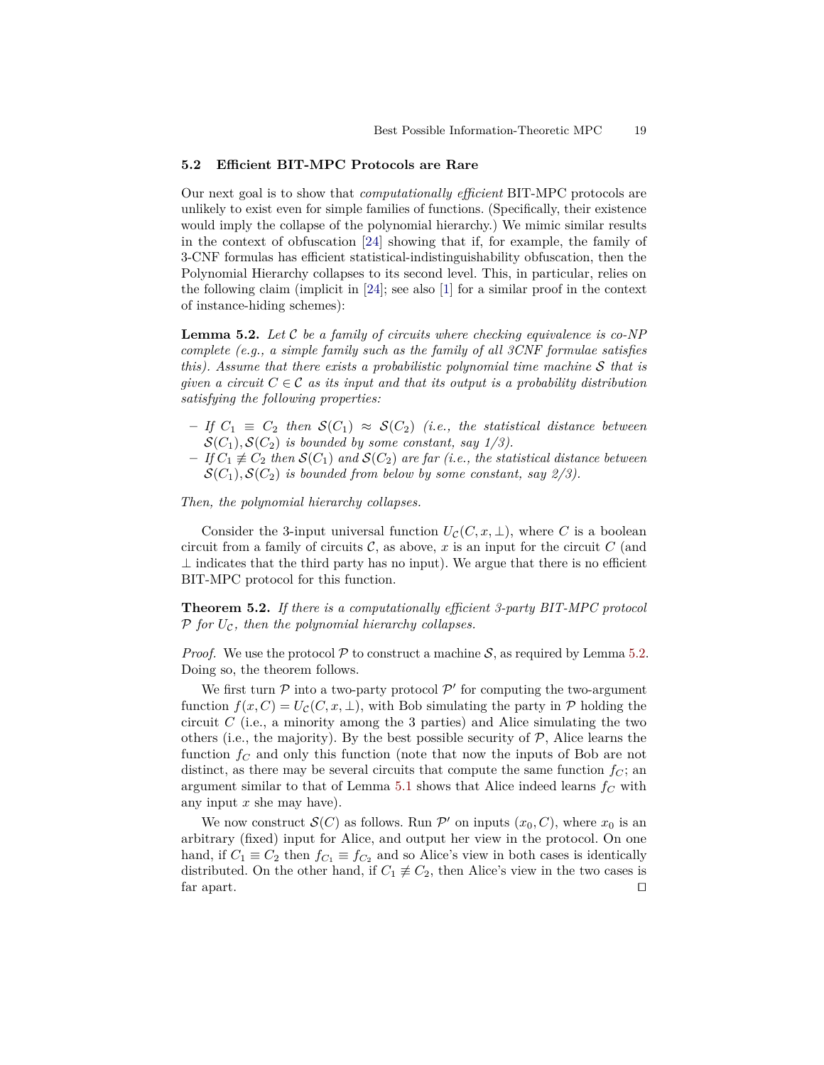### 5.2 Efficient BIT-MPC Protocols are Rare

Our next goal is to show that *computationally efficient* BIT-MPC protocols are unlikely to exist even for simple families of functions. (Specifically, their existence would imply the collapse of the polynomial hierarchy.) We mimic similar results in the context of obfuscation [24] showing that if, for example, the family of 3-CNF formulas has efficient statistical-indistinguishability obfuscation, then the Polynomial Hierarchy collapses to its second level. This, in particular, relies on the following claim (implicit in [24]; see also [1] for a similar proof in the context of instance-hiding schemes):

**Lemma 5.2.** *Let $\mathcal{C}$ be a family of circuits where checking equivalence is co-NP complete (e.g., a simple family such as the family of all 3CNF formulae satisfies this). Assume that there exists a probabilistic polynomial time machine $\mathcal{S}$ that is given a circuit $C \in \mathcal{C}$ as its input and that its output is a probability distribution satisfying the following properties:*

- *If $C_1 \equiv C_2$ then $\mathcal{S}(C_1) \approx \mathcal{S}(C_2)$ (i.e., the statistical distance between $\mathcal{S}(C_1), \mathcal{S}(C_2)$ is bounded by some constant, say 1/3).*
- *If $C_1 \not\equiv C_2$ then $\mathcal{S}(C_1)$ and $\mathcal{S}(C_2)$ are far (i.e., the statistical distance between $\mathcal{S}(C_1), \mathcal{S}(C_2)$ is bounded from below by some constant, say 2/3).*

*Then, the polynomial hierarchy collapses.*

Consider the 3-input universal function $U_{\mathcal{C}}(C, x, \perp)$, where $C$ is a boolean circuit from a family of circuits $\mathcal{C}$, as above, $x$ is an input for the circuit $C$ (and $\perp$ indicates that the third party has no input). We argue that there is no efficient BIT-MPC protocol for this function.

**Theorem 5.2.** *If there is a computationally efficient 3-party BIT-MPC protocol $\mathcal{P}$ for $U_{\mathcal{C}}$, then the polynomial hierarchy collapses.*

*Proof.* We use the protocol $\mathcal{P}$ to construct a machine $\mathcal{S}$, as required by Lemma 5.2. Doing so, the theorem follows.

We first turn $\mathcal{P}$ into a two-party protocol $\mathcal{P}'$ for computing the two-argument function $f(x, C) = U_{\mathcal{C}}(C, x, \perp)$, with Bob simulating the party in $\mathcal{P}$ holding the circuit $C$ (i.e., a minority among the 3 parties) and Alice simulating the two others (i.e., the majority). By the best possible security of $\mathcal{P}$, Alice learns the function $f_C$ and only this function (note that now the inputs of Bob are not distinct, as there may be several circuits that compute the same function $f_C$; an argument similar to that of Lemma 5.1 shows that Alice indeed learns $f_C$ with any input $x$ she may have).

We now construct $\mathcal{S}(C)$ as follows. Run $\mathcal{P}'$ on inputs $(x_0, C)$, where $x_0$ is an arbitrary (fixed) input for Alice, and output her view in the protocol. On one hand, if $C_1 \equiv C_2$ then $f_{C_1} \equiv f_{C_2}$ and so Alice's view in both cases is identically distributed. On the other hand, if $C_1 \not\equiv C_2$, then Alice's view in the two cases is far apart. $\square$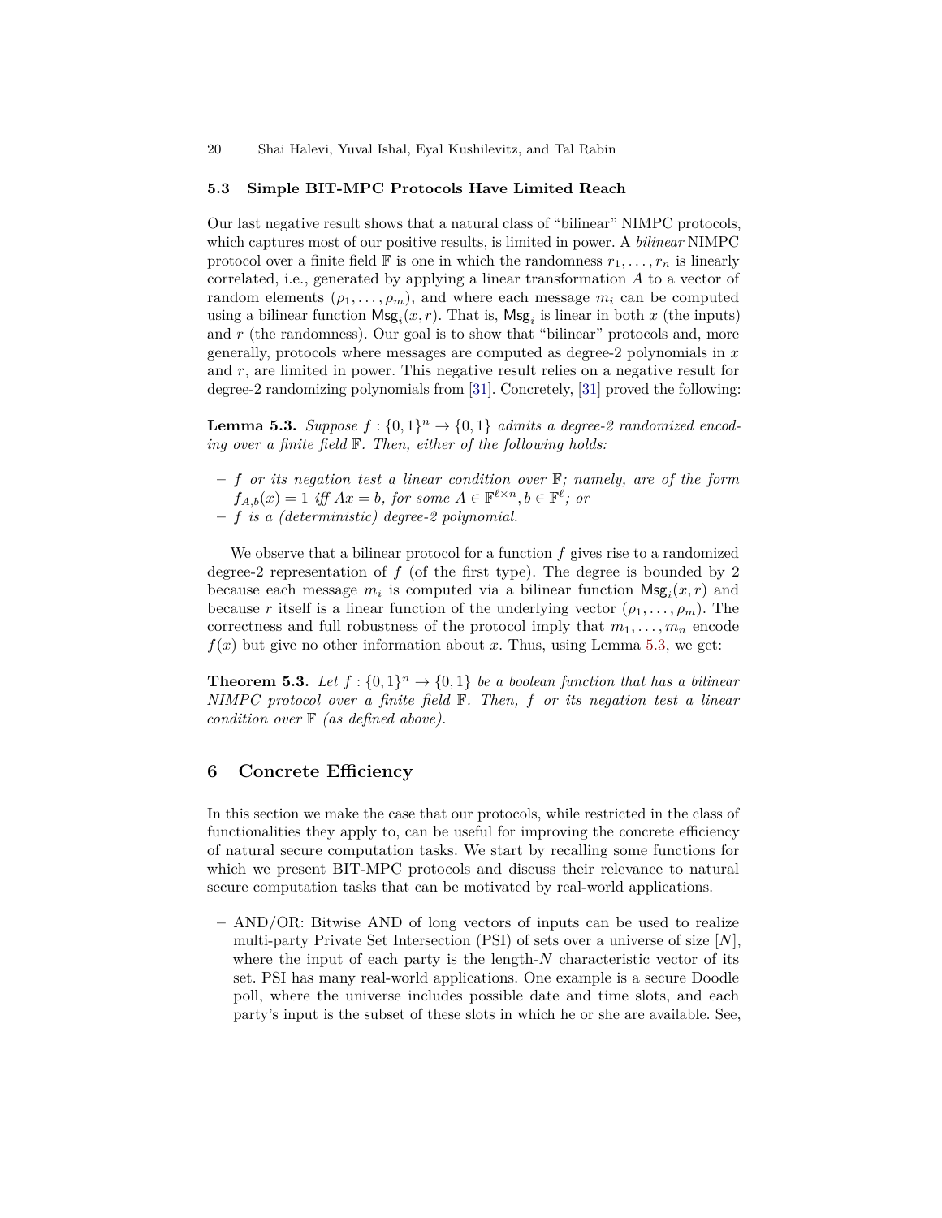### 5.3 Simple BIT-MPC Protocols Have Limited Reach

Our last negative result shows that a natural class of "bilinear" NIMPC protocols, which captures most of our positive results, is limited in power. A *bilinear* NIMPC protocol over a finite field $\mathbb{F}$ is one in which the randomness $r_1, \ldots, r_n$ is linearly correlated, i.e., generated by applying a linear transformation $A$ to a vector of random elements $(\rho_1, \ldots, \rho_m)$, and where each message $m_i$ can be computed using a bilinear function $\mathsf{Msg}_i(x, r)$. That is, $\mathsf{Msg}_i$ is linear in both $x$ (the inputs) and $r$ (the randomness). Our goal is to show that "bilinear" protocols and, more generally, protocols where messages are computed as degree-2 polynomials in $x$ and $r$, are limited in power. This negative result relies on a negative result for degree-2 randomizing polynomials from [31]. Concretely, [31] proved the following:

**Lemma 5.3.** *Suppose $f : \{0,1\}^n \to \{0,1\}$ admits a degree-2 randomized encoding over a finite field $\mathbb{F}$. Then, either of the following holds:*

- *$f$ or its negation test a linear condition over $\mathbb{F}$; namely, are of the form $f_{A,b}(x) = 1$ iff $Ax = b$, for some $A \in \mathbb{F}^{\ell \times n}, b \in \mathbb{F}^{\ell}$; or*
- *$f$ is a (deterministic) degree-2 polynomial.*

We observe that a bilinear protocol for a function $f$ gives rise to a randomized degree-2 representation of $f$ (of the first type). The degree is bounded by 2 because each message $m_i$ is computed via a bilinear function $\mathsf{Msg}_i(x, r)$ and because $r$ itself is a linear function of the underlying vector $(\rho_1, \ldots, \rho_m)$. The correctness and full robustness of the protocol imply that $m_1, \ldots, m_n$ encode $f(x)$ but give no other information about $x$. Thus, using Lemma 5.3, we get:

**Theorem 5.3.** *Let $f : \{0,1\}^n \to \{0,1\}$ be a boolean function that has a bilinear NIMPC protocol over a finite field $\mathbb{F}$. Then, $f$ or its negation test a linear condition over $\mathbb{F}$ (as defined above).*

## 6 Concrete Efficiency

In this section we make the case that our protocols, while restricted in the class of functionalities they apply to, can be useful for improving the concrete efficiency of natural secure computation tasks. We start by recalling some functions for which we present BIT-MPC protocols and discuss their relevance to natural secure computation tasks that can be motivated by real-world applications.

- AND/OR: Bitwise AND of long vectors of inputs can be used to realize multi-party Private Set Intersection (PSI) of sets over a universe of size $[N]$, where the input of each party is the length-$N$ characteristic vector of its set. PSI has many real-world applications. One example is a secure Doodle poll, where the universe includes possible date and time slots, and each party's input is the subset of these slots in which he or she are available. See,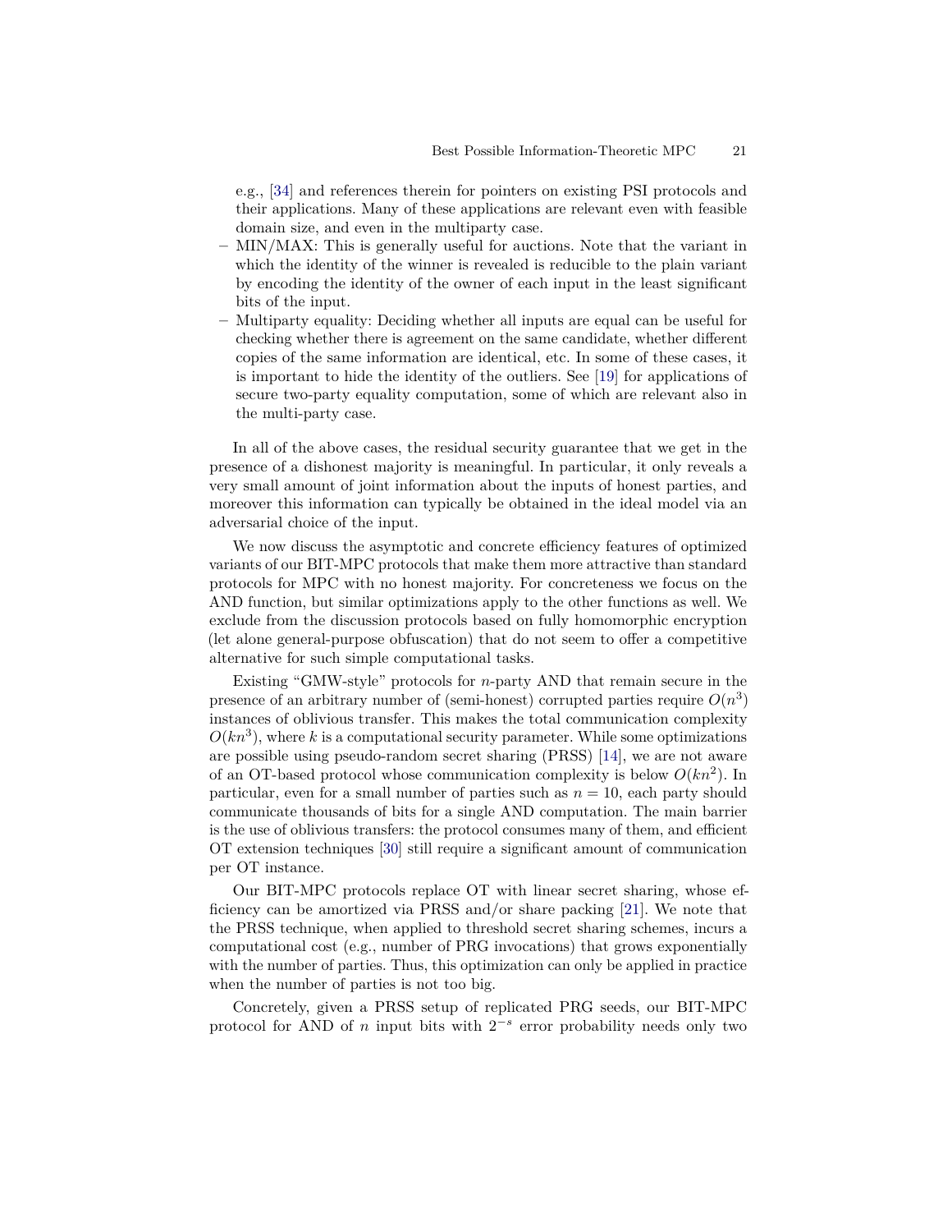e.g., [34] and references therein for pointers on existing PSI protocols and their applications. Many of these applications are relevant even with feasible domain size, and even in the multiparty case.

- MIN/MAX: This is generally useful for auctions. Note that the variant in which the identity of the winner is revealed is reducible to the plain variant by encoding the identity of the owner of each input in the least significant bits of the input.
- Multiparty equality: Deciding whether all inputs are equal can be useful for checking whether there is agreement on the same candidate, whether different copies of the same information are identical, etc. In some of these cases, it is important to hide the identity of the outliers. See [19] for applications of secure two-party equality computation, some of which are relevant also in the multi-party case.

In all of the above cases, the residual security guarantee that we get in the presence of a dishonest majority is meaningful. In particular, it only reveals a very small amount of joint information about the inputs of honest parties, and moreover this information can typically be obtained in the ideal model via an adversarial choice of the input.

We now discuss the asymptotic and concrete efficiency features of optimized variants of our BIT-MPC protocols that make them more attractive than standard protocols for MPC with no honest majority. For concreteness we focus on the AND function, but similar optimizations apply to the other functions as well. We exclude from the discussion protocols based on fully homomorphic encryption (let alone general-purpose obfuscation) that do not seem to offer a competitive alternative for such simple computational tasks.

Existing "GMW-style" protocols for $n$-party AND that remain secure in the presence of an arbitrary number of (semi-honest) corrupted parties require $O(n^3)$ instances of oblivious transfer. This makes the total communication complexity $O(kn^3)$, where $k$ is a computational security parameter. While some optimizations are possible using pseudo-random secret sharing (PRSS) [14], we are not aware of an OT-based protocol whose communication complexity is below $O(kn^2)$. In particular, even for a small number of parties such as $n = 10$, each party should communicate thousands of bits for a single AND computation. The main barrier is the use of oblivious transfers: the protocol consumes many of them, and efficient OT extension techniques [30] still require a significant amount of communication per OT instance.

Our BIT-MPC protocols replace OT with linear secret sharing, whose efficiency can be amortized via PRSS and/or share packing [21]. We note that the PRSS technique, when applied to threshold secret sharing schemes, incurs a computational cost (e.g., number of PRG invocations) that grows exponentially with the number of parties. Thus, this optimization can only be applied in practice when the number of parties is not too big.

Concretely, given a PRSS setup of replicated PRG seeds, our BIT-MPC protocol for AND of $n$ input bits with $2^{-s}$ error probability needs only two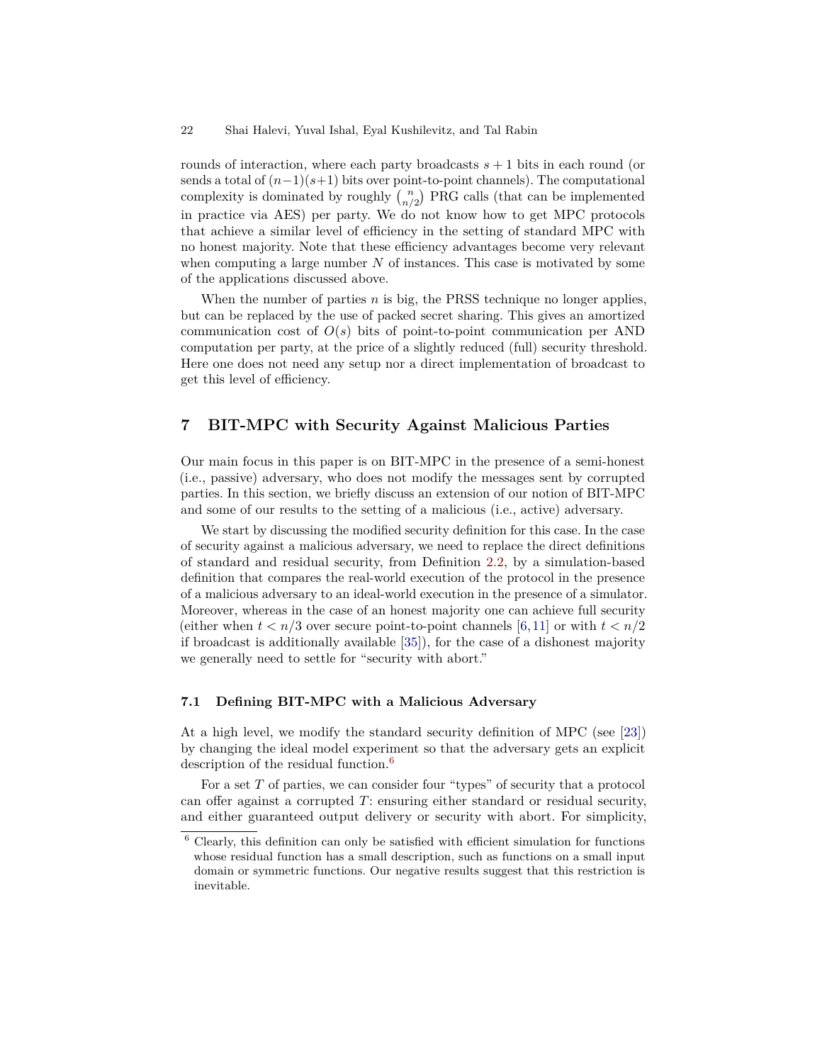rounds of interaction, where each party broadcasts $s+1$ bits in each round (or sends a total of $(n-1)(s+1)$ bits over point-to-point channels). The computational complexity is dominated by roughly $\binom{n}{n/2}$ PRG calls (that can be implemented in practice via AES) per party. We do not know how to get MPC protocols that achieve a similar level of efficiency in the setting of standard MPC with no honest majority. Note that these efficiency advantages become very relevant when computing a large number $N$ of instances. This case is motivated by some of the applications discussed above.

When the number of parties $n$ is big, the PRSS technique no longer applies, but can be replaced by the use of packed secret sharing. This gives an amortized communication cost of $O(s)$ bits of point-to-point communication per AND computation per party, at the price of a slightly reduced (full) security threshold. Here one does not need any setup nor a direct implementation of broadcast to get this level of efficiency.

## 7 BIT-MPC with Security Against Malicious Parties

Our main focus in this paper is on BIT-MPC in the presence of a semi-honest (i.e., passive) adversary, who does not modify the messages sent by corrupted parties. In this section, we briefly discuss an extension of our notion of BIT-MPC and some of our results to the setting of a malicious (i.e., active) adversary.

We start by discussing the modified security definition for this case. In the case of security against a malicious adversary, we need to replace the direct definitions of standard and residual security, from Definition 2.2, by a simulation-based definition that compares the real-world execution of the protocol in the presence of a malicious adversary to an ideal-world execution in the presence of a simulator. Moreover, whereas in the case of an honest majority one can achieve full security (either when $t < n/3$ over secure point-to-point channels [6,11] or with $t < n/2$ if broadcast is additionally available [35]), for the case of a dishonest majority we generally need to settle for "security with abort."

### 7.1 Defining BIT-MPC with a Malicious Adversary

At a high level, we modify the standard security definition of MPC (see [23]) by changing the ideal model experiment so that the adversary gets an explicit description of the residual function.[6]

For a set $T$ of parties, we can consider four "types" of security that a protocol can offer against a corrupted $T$: ensuring either standard or residual security, and either guaranteed output delivery or security with abort. For simplicity,

[6] Clearly, this definition can only be satisfied with efficient simulation for functions whose residual function has a small description, such as functions on a small input domain or symmetric functions. Our negative results suggest that this restriction is inevitable.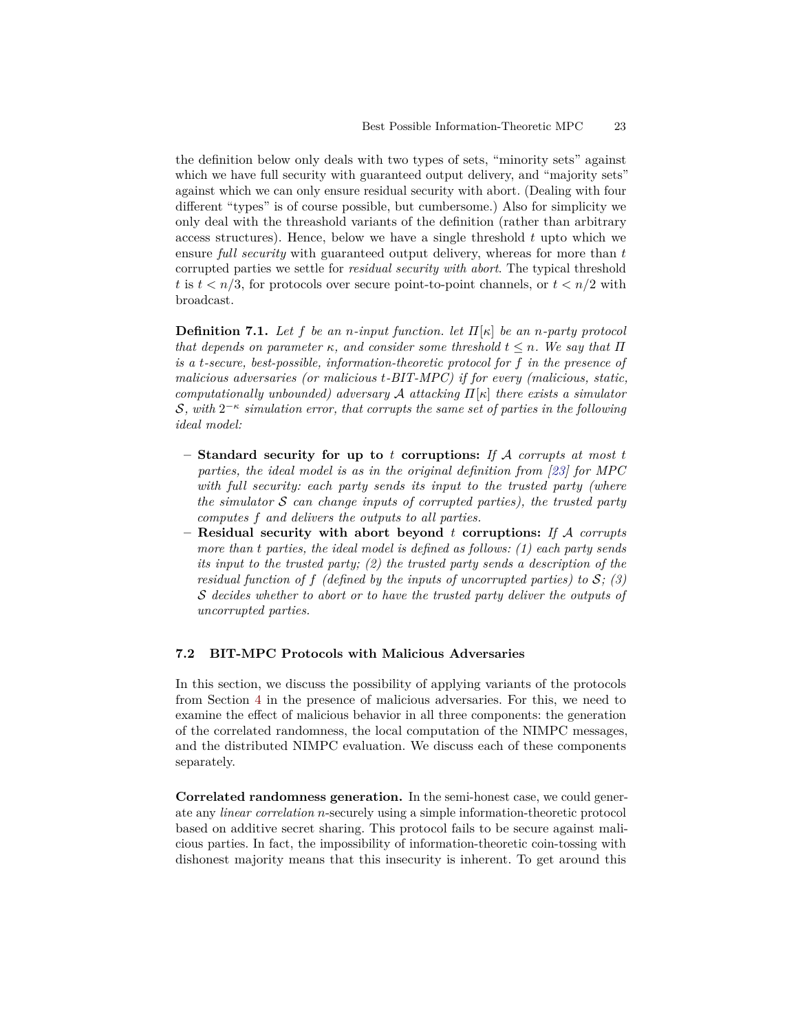the definition below only deals with two types of sets, "minority sets" against which we have full security with guaranteed output delivery, and "majority sets" against which we can only ensure residual security with abort. (Dealing with four different "types" is of course possible, but cumbersome.) Also for simplicity we only deal with the threashold variants of the definition (rather than arbitrary access structures). Hence, below we have a single threshold $t$ upto which we ensure *full security* with guaranteed output delivery, whereas for more than $t$ corrupted parties we settle for *residual security with abort*. The typical threshold $t$ is $t < n/3$, for protocols over secure point-to-point channels, or $t < n/2$ with broadcast.

**Definition 7.1.** *Let $f$ be an $n$-input function. let $\Pi[\kappa]$ be an $n$-party protocol that depends on parameter $\kappa$, and consider some threshold $t \leq n$. We say that $\Pi$ is a $t$-secure, best-possible, information-theoretic protocol for $f$ in the presence of malicious adversaries (or malicious $t$-BIT-MPC) if for every (malicious, static, computationally unbounded) adversary $\mathcal{A}$ attacking $\Pi[\kappa]$ there exists a simulator $\mathcal{S}$, with $2^{-\kappa}$ simulation error, that corrupts the same set of parties in the following ideal model:*

- **Standard security for up to $t$ corruptions:** *If $\mathcal{A}$ corrupts at most $t$ parties, the ideal model is as in the original definition from [23] for MPC with full security: each party sends its input to the trusted party (where the simulator $\mathcal{S}$ can change inputs of corrupted parties), the trusted party computes $f$ and delivers the outputs to all parties.*
- **Residual security with abort beyond $t$ corruptions:** *If $\mathcal{A}$ corrupts more than $t$ parties, the ideal model is defined as follows: (1) each party sends its input to the trusted party; (2) the trusted party sends a description of the residual function of $f$ (defined by the inputs of uncorrupted parties) to $\mathcal{S}$; (3) $\mathcal{S}$ decides whether to abort or to have the trusted party deliver the outputs of uncorrupted parties.*

### 7.2 BIT-MPC Protocols with Malicious Adversaries

In this section, we discuss the possibility of applying variants of the protocols from Section 4 in the presence of malicious adversaries. For this, we need to examine the effect of malicious behavior in all three components: the generation of the correlated randomness, the local computation of the NIMPC messages, and the distributed NIMPC evaluation. We discuss each of these components separately.

**Correlated randomness generation.** In the semi-honest case, we could generate any *linear correlation* $n$-securely using a simple information-theoretic protocol based on additive secret sharing. This protocol fails to be secure against malicious parties. In fact, the impossibility of information-theoretic coin-tossing with dishonest majority means that this insecurity is inherent. To get around this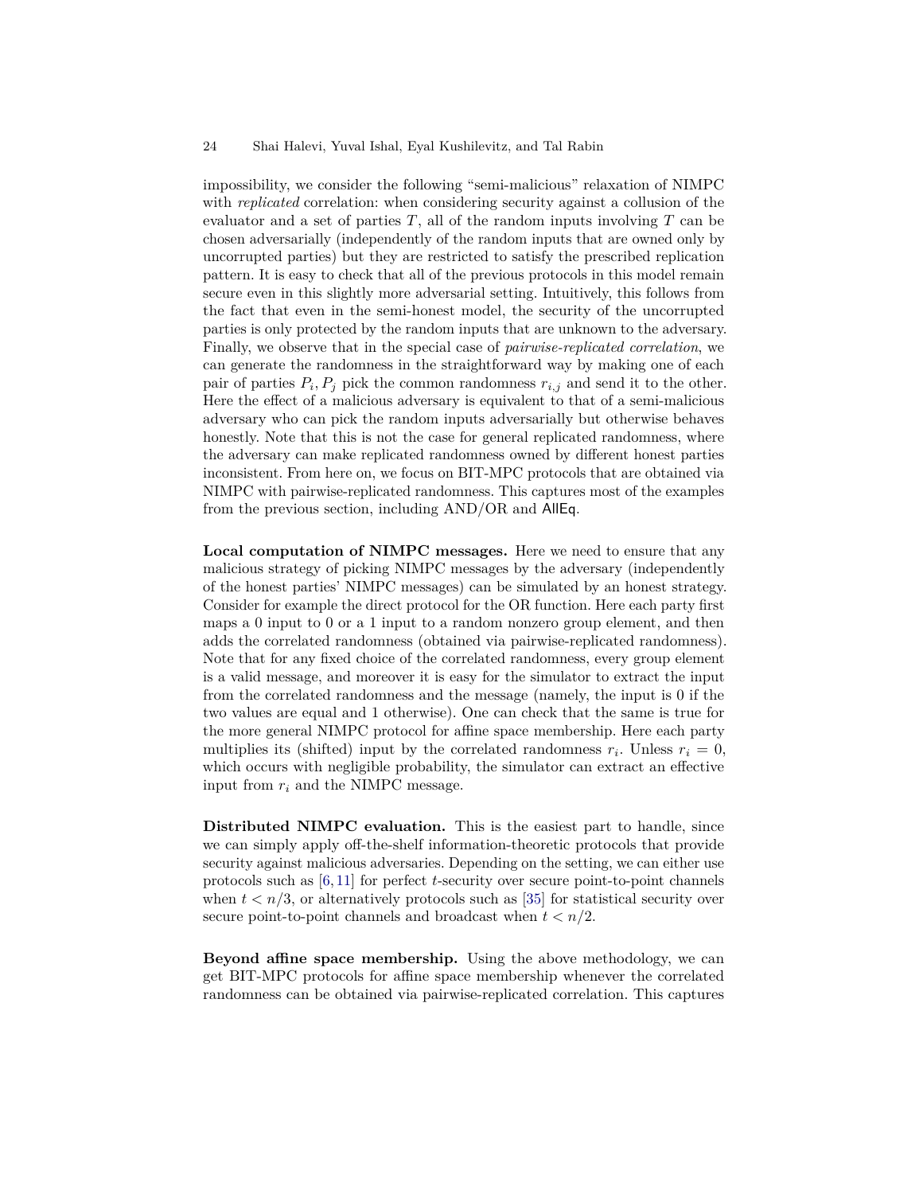impossibility, we consider the following "semi-malicious" relaxation of NIMPC with *replicated* correlation: when considering security against a collusion of the evaluator and a set of parties $T$, all of the random inputs involving $T$ can be chosen adversarially (independently of the random inputs that are owned only by uncorrupted parties) but they are restricted to satisfy the prescribed replication pattern. It is easy to check that all of the previous protocols in this model remain secure even in this slightly more adversarial setting. Intuitively, this follows from the fact that even in the semi-honest model, the security of the uncorrupted parties is only protected by the random inputs that are unknown to the adversary. Finally, we observe that in the special case of *pairwise-replicated correlation*, we can generate the randomness in the straightforward way by making one of each pair of parties $P_i, P_j$ pick the common randomness $r_{i,j}$ and send it to the other. Here the effect of a malicious adversary is equivalent to that of a semi-malicious adversary who can pick the random inputs adversarially but otherwise behaves honestly. Note that this is not the case for general replicated randomness, where the adversary can make replicated randomness owned by different honest parties inconsistent. From here on, we focus on BIT-MPC protocols that are obtained via NIMPC with pairwise-replicated randomness. This captures most of the examples from the previous section, including AND/OR and AllEq.

**Local computation of NIMPC messages.** Here we need to ensure that any malicious strategy of picking NIMPC messages by the adversary (independently of the honest parties' NIMPC messages) can be simulated by an honest strategy. Consider for example the direct protocol for the OR function. Here each party first maps a 0 input to 0 or a 1 input to a random nonzero group element, and then adds the correlated randomness (obtained via pairwise-replicated randomness). Note that for any fixed choice of the correlated randomness, every group element is a valid message, and moreover it is easy for the simulator to extract the input from the correlated randomness and the message (namely, the input is 0 if the two values are equal and 1 otherwise). One can check that the same is true for the more general NIMPC protocol for affine space membership. Here each party multiplies its (shifted) input by the correlated randomness $r_i$. Unless $r_i = 0$, which occurs with negligible probability, the simulator can extract an effective input from $r_i$ and the NIMPC message.

**Distributed NIMPC evaluation.** This is the easiest part to handle, since we can simply apply off-the-shelf information-theoretic protocols that provide security against malicious adversaries. Depending on the setting, we can either use protocols such as [6, 11] for perfect $t$-security over secure point-to-point channels when $t < n/3$, or alternatively protocols such as [35] for statistical security over secure point-to-point channels and broadcast when $t < n/2$.

**Beyond affine space membership.** Using the above methodology, we can get BIT-MPC protocols for affine space membership whenever the correlated randomness can be obtained via pairwise-replicated correlation. This captures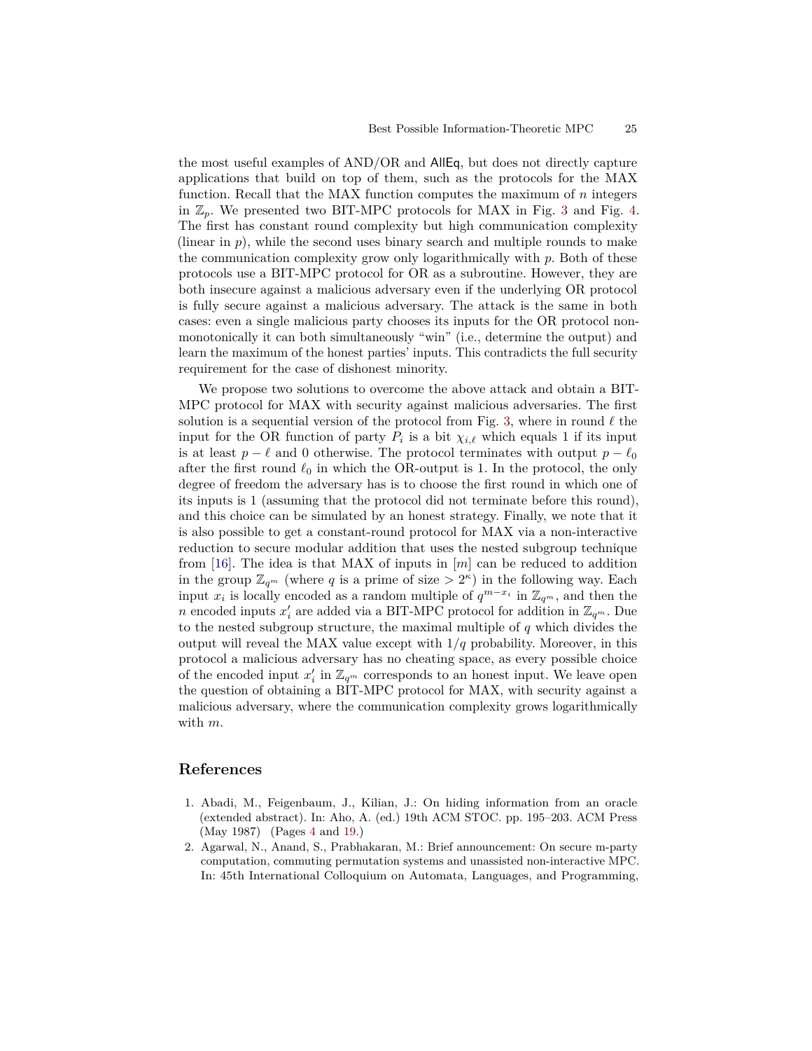the most useful examples of AND/OR and AllEq, but does not directly capture applications that build on top of them, such as the protocols for the MAX function. Recall that the MAX function computes the maximum of $n$ integers in $\mathbb{Z}_p$. We presented two BIT-MPC protocols for MAX in Fig. 3 and Fig. 4. The first has constant round complexity but high communication complexity (linear in $p$), while the second uses binary search and multiple rounds to make the communication complexity grow only logarithmically with $p$. Both of these protocols use a BIT-MPC protocol for OR as a subroutine. However, they are both insecure against a malicious adversary even if the underlying OR protocol is fully secure against a malicious adversary. The attack is the same in both cases: even a single malicious party chooses its inputs for the OR protocol non-monotonically it can both simultaneously "win" (i.e., determine the output) and learn the maximum of the honest parties' inputs. This contradicts the full security requirement for the case of dishonest minority.

We propose two solutions to overcome the above attack and obtain a BIT-MPC protocol for MAX with security against malicious adversaries. The first solution is a sequential version of the protocol from Fig. 3, where in round $\ell$ the input for the OR function of party $P_i$ is a bit $\chi_{i,\ell}$ which equals 1 if its input is at least $p - \ell$ and 0 otherwise. The protocol terminates with output $p - \ell_0$ after the first round $\ell_0$ in which the OR-output is 1. In the protocol, the only degree of freedom the adversary has is to choose the first round in which one of its inputs is 1 (assuming that the protocol did not terminate before this round), and this choice can be simulated by an honest strategy. Finally, we note that it is also possible to get a constant-round protocol for MAX via a non-interactive reduction to secure modular addition that uses the nested subgroup technique from [16]. The idea is that MAX of inputs in $[m]$ can be reduced to addition in the group $\mathbb{Z}_{q^m}$ (where $q$ is a prime of size $> 2^\kappa$) in the following way. Each input $x_i$ is locally encoded as a random multiple of $q^{m-x_i}$ in $\mathbb{Z}_{q^m}$, and then the $n$ encoded inputs $x'_i$ are added via a BIT-MPC protocol for addition in $\mathbb{Z}_{q^m}$. Due to the nested subgroup structure, the maximal multiple of $q$ which divides the output will reveal the MAX value except with $1/q$ probability. Moreover, in this protocol a malicious adversary has no cheating space, as every possible choice of the encoded input $x'_i$ in $\mathbb{Z}_{q^m}$ corresponds to an honest input. We leave open the question of obtaining a BIT-MPC protocol for MAX, with security against a malicious adversary, where the communication complexity grows logarithmically with $m$.

## References

1. Abadi, M., Feigenbaum, J., Kilian, J.: On hiding information from an oracle (extended abstract). In: Aho, A. (ed.) 19th ACM STOC. pp. 195–203. ACM Press (May 1987) (Pages 4 and 19.)
2. Agarwal, N., Anand, S., Prabhakaran, M.: Brief announcement: On secure m-party computation, commuting permutation systems and unassisted non-interactive MPC. In: 45th International Colloquium on Automata, Languages, and Programming,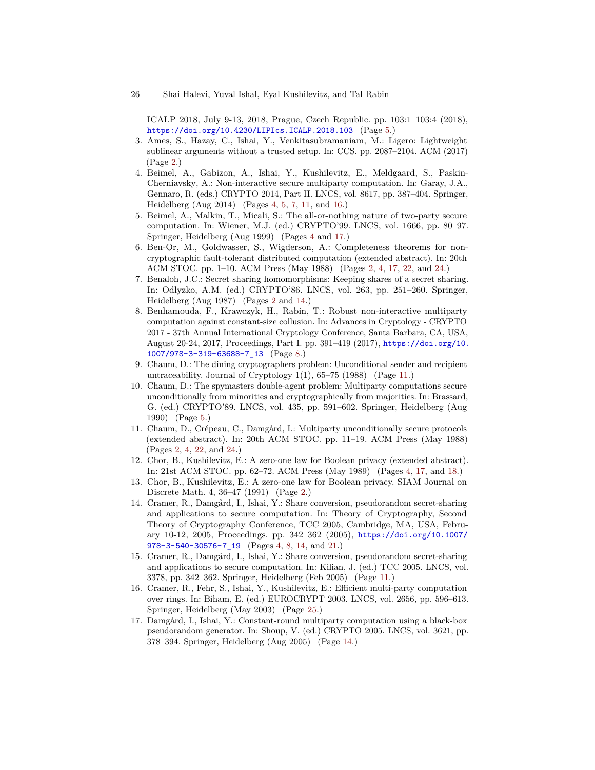ICALP 2018, July 9-13, 2018, Prague, Czech Republic. pp. 103:1–103:4 (2018), https://doi.org/10.4230/LIPIcs.ICALP.2018.103 (Page 5.)

3. Ames, S., Hazay, C., Ishai, Y., Venkitasubramaniam, M.: Ligero: Lightweight sublinear arguments without a trusted setup. In: CCS. pp. 2087–2104. ACM (2017) (Page 2.)
4. Beimel, A., Gabizon, A., Ishai, Y., Kushilevitz, E., Meldgaard, S., Paskin-Cherniavsky, A.: Non-interactive secure multiparty computation. In: Garay, J.A., Gennaro, R. (eds.) CRYPTO 2014, Part II. LNCS, vol. 8617, pp. 387–404. Springer, Heidelberg (Aug 2014) (Pages 4, 5, 7, 11, and 16.)
5. Beimel, A., Malkin, T., Micali, S.: The all-or-nothing nature of two-party secure computation. In: Wiener, M.J. (ed.) CRYPTO'99. LNCS, vol. 1666, pp. 80–97. Springer, Heidelberg (Aug 1999) (Pages 4 and 17.)
6. Ben-Or, M., Goldwasser, S., Wigderson, A.: Completeness theorems for non-cryptographic fault-tolerant distributed computation (extended abstract). In: 20th ACM STOC. pp. 1–10. ACM Press (May 1988) (Pages 2, 4, 17, 22, and 24.)
7. Benaloh, J.C.: Secret sharing homomorphisms: Keeping shares of a secret sharing. In: Odlyzko, A.M. (ed.) CRYPTO'86. LNCS, vol. 263, pp. 251–260. Springer, Heidelberg (Aug 1987) (Pages 2 and 14.)
8. Benhamouda, F., Krawczyk, H., Rabin, T.: Robust non-interactive multiparty computation against constant-size collusion. In: Advances in Cryptology - CRYPTO 2017 - 37th Annual International Cryptology Conference, Santa Barbara, CA, USA, August 20-24, 2017, Proceedings, Part I. pp. 391–419 (2017), https://doi.org/10.1007/978-3-319-63688-7_13 (Page 8.)
9. Chaum, D.: The dining cryptographers problem: Unconditional sender and recipient untraceability. Journal of Cryptology 1(1), 65–75 (1988) (Page 11.)
10. Chaum, D.: The spymasters double-agent problem: Multiparty computations secure unconditionally from minorities and cryptographically from majorities. In: Brassard, G. (ed.) CRYPTO'89. LNCS, vol. 435, pp. 591–602. Springer, Heidelberg (Aug 1990) (Page 5.)
11. Chaum, D., Crépeau, C., Damgård, I.: Multiparty unconditionally secure protocols (extended abstract). In: 20th ACM STOC. pp. 11–19. ACM Press (May 1988) (Pages 2, 4, 22, and 24.)
12. Chor, B., Kushilevitz, E.: A zero-one law for Boolean privacy (extended abstract). In: 21st ACM STOC. pp. 62–72. ACM Press (May 1989) (Pages 4, 17, and 18.)
13. Chor, B., Kushilevitz, E.: A zero-one law for Boolean privacy. SIAM Journal on Discrete Math. 4, 36–47 (1991) (Page 2.)
14. Cramer, R., Damgård, I., Ishai, Y.: Share conversion, pseudorandom secret-sharing and applications to secure computation. In: Theory of Cryptography, Second Theory of Cryptography Conference, TCC 2005, Cambridge, MA, USA, February 10-12, 2005, Proceedings. pp. 342–362 (2005), https://doi.org/10.1007/978-3-540-30576-7_19 (Pages 4, 8, 14, and 21.)
15. Cramer, R., Damgård, I., Ishai, Y.: Share conversion, pseudorandom secret-sharing and applications to secure computation. In: Kilian, J. (ed.) TCC 2005. LNCS, vol. 3378, pp. 342–362. Springer, Heidelberg (Feb 2005) (Page 11.)
16. Cramer, R., Fehr, S., Ishai, Y., Kushilevitz, E.: Efficient multi-party computation over rings. In: Biham, E. (ed.) EUROCRYPT 2003. LNCS, vol. 2656, pp. 596–613. Springer, Heidelberg (May 2003) (Page 25.)
17. Damgård, I., Ishai, Y.: Constant-round multiparty computation using a black-box pseudorandom generator. In: Shoup, V. (ed.) CRYPTO 2005. LNCS, vol. 3621, pp. 378–394. Springer, Heidelberg (Aug 2005) (Page 14.)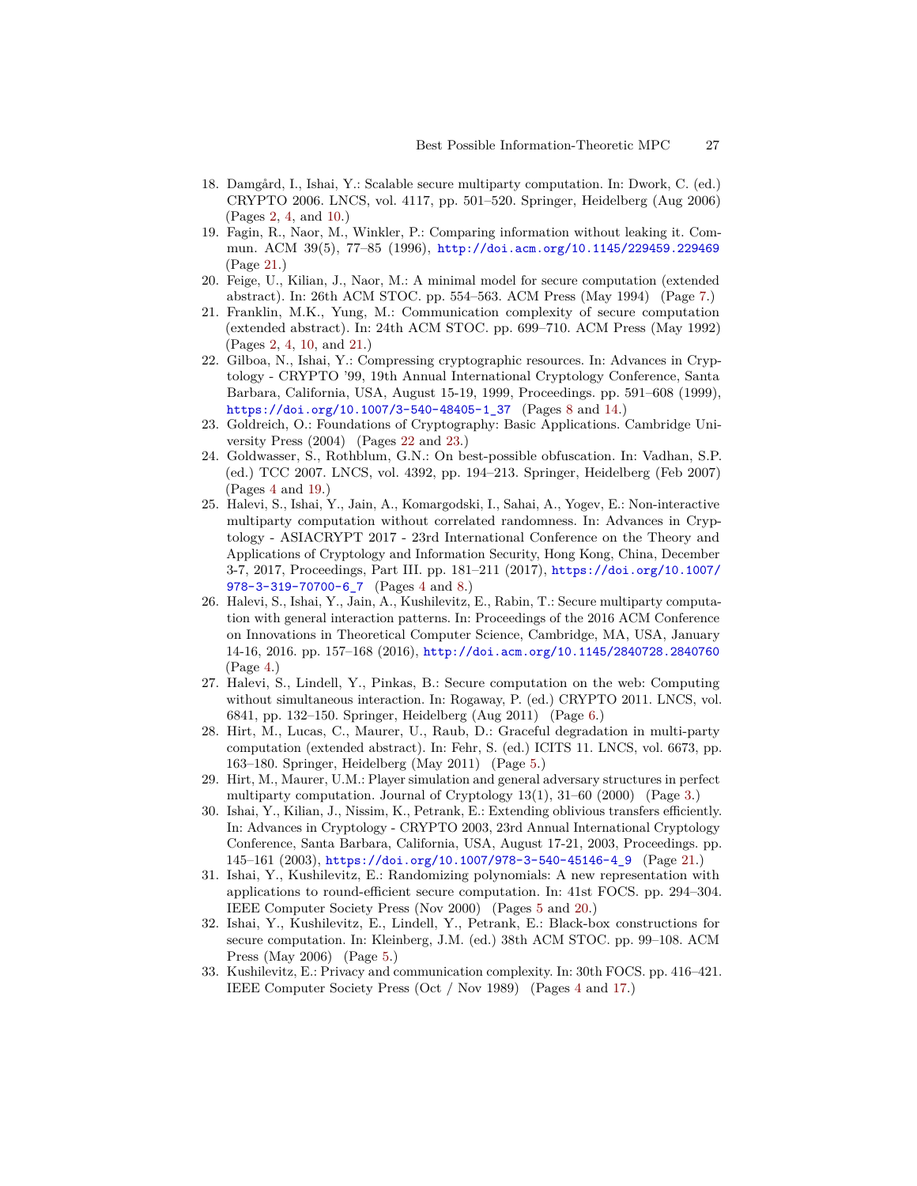18. Damgård, I., Ishai, Y.: Scalable secure multiparty computation. In: Dwork, C. (ed.) CRYPTO 2006. LNCS, vol. 4117, pp. 501–520. Springer, Heidelberg (Aug 2006) (Pages 2, 4, and 10.)
19. Fagin, R., Naor, M., Winkler, P.: Comparing information without leaking it. Commun. ACM 39(5), 77–85 (1996), http://doi.acm.org/10.1145/229459.229469 (Page 21.)
20. Feige, U., Kilian, J., Naor, M.: A minimal model for secure computation (extended abstract). In: 26th ACM STOC. pp. 554–563. ACM Press (May 1994) (Page 7.)
21. Franklin, M.K., Yung, M.: Communication complexity of secure computation (extended abstract). In: 24th ACM STOC. pp. 699–710. ACM Press (May 1992) (Pages 2, 4, 10, and 21.)
22. Gilboa, N., Ishai, Y.: Compressing cryptographic resources. In: Advances in Cryptology - CRYPTO '99, 19th Annual International Cryptology Conference, Santa Barbara, California, USA, August 15-19, 1999, Proceedings. pp. 591–608 (1999), https://doi.org/10.1007/3-540-48405-1_37 (Pages 8 and 14.)
23. Goldreich, O.: Foundations of Cryptography: Basic Applications. Cambridge University Press (2004) (Pages 22 and 23.)
24. Goldwasser, S., Rothblum, G.N.: On best-possible obfuscation. In: Vadhan, S.P. (ed.) TCC 2007. LNCS, vol. 4392, pp. 194–213. Springer, Heidelberg (Feb 2007) (Pages 4 and 19.)
25. Halevi, S., Ishai, Y., Jain, A., Komargodski, I., Sahai, A., Yogev, E.: Non-interactive multiparty computation without correlated randomness. In: Advances in Cryptology - ASIACRYPT 2017 - 23rd International Conference on the Theory and Applications of Cryptology and Information Security, Hong Kong, China, December 3-7, 2017, Proceedings, Part III. pp. 181–211 (2017), https://doi.org/10.1007/978-3-319-70700-6_7 (Pages 4 and 8.)
26. Halevi, S., Ishai, Y., Jain, A., Kushilevitz, E., Rabin, T.: Secure multiparty computation with general interaction patterns. In: Proceedings of the 2016 ACM Conference on Innovations in Theoretical Computer Science, Cambridge, MA, USA, January 14-16, 2016. pp. 157–168 (2016), http://doi.acm.org/10.1145/2840728.2840760 (Page 4.)
27. Halevi, S., Lindell, Y., Pinkas, B.: Secure computation on the web: Computing without simultaneous interaction. In: Rogaway, P. (ed.) CRYPTO 2011. LNCS, vol. 6841, pp. 132–150. Springer, Heidelberg (Aug 2011) (Page 6.)
28. Hirt, M., Lucas, C., Maurer, U., Raub, D.: Graceful degradation in multi-party computation (extended abstract). In: Fehr, S. (ed.) ICITS 11. LNCS, vol. 6673, pp. 163–180. Springer, Heidelberg (May 2011) (Page 5.)
29. Hirt, M., Maurer, U.M.: Player simulation and general adversary structures in perfect multiparty computation. Journal of Cryptology 13(1), 31–60 (2000) (Page 3.)
30. Ishai, Y., Kilian, J., Nissim, K., Petrank, E.: Extending oblivious transfers efficiently. In: Advances in Cryptology - CRYPTO 2003, 23rd Annual International Cryptology Conference, Santa Barbara, California, USA, August 17-21, 2003, Proceedings. pp. 145–161 (2003), https://doi.org/10.1007/978-3-540-45146-4_9 (Page 21.)
31. Ishai, Y., Kushilevitz, E.: Randomizing polynomials: A new representation with applications to round-efficient secure computation. In: 41st FOCS. pp. 294–304. IEEE Computer Society Press (Nov 2000) (Pages 5 and 20.)
32. Ishai, Y., Kushilevitz, E., Lindell, Y., Petrank, E.: Black-box constructions for secure computation. In: Kleinberg, J.M. (ed.) 38th ACM STOC. pp. 99–108. ACM Press (May 2006) (Page 5.)
33. Kushilevitz, E.: Privacy and communication complexity. In: 30th FOCS. pp. 416–421. IEEE Computer Society Press (Oct / Nov 1989) (Pages 4 and 17.)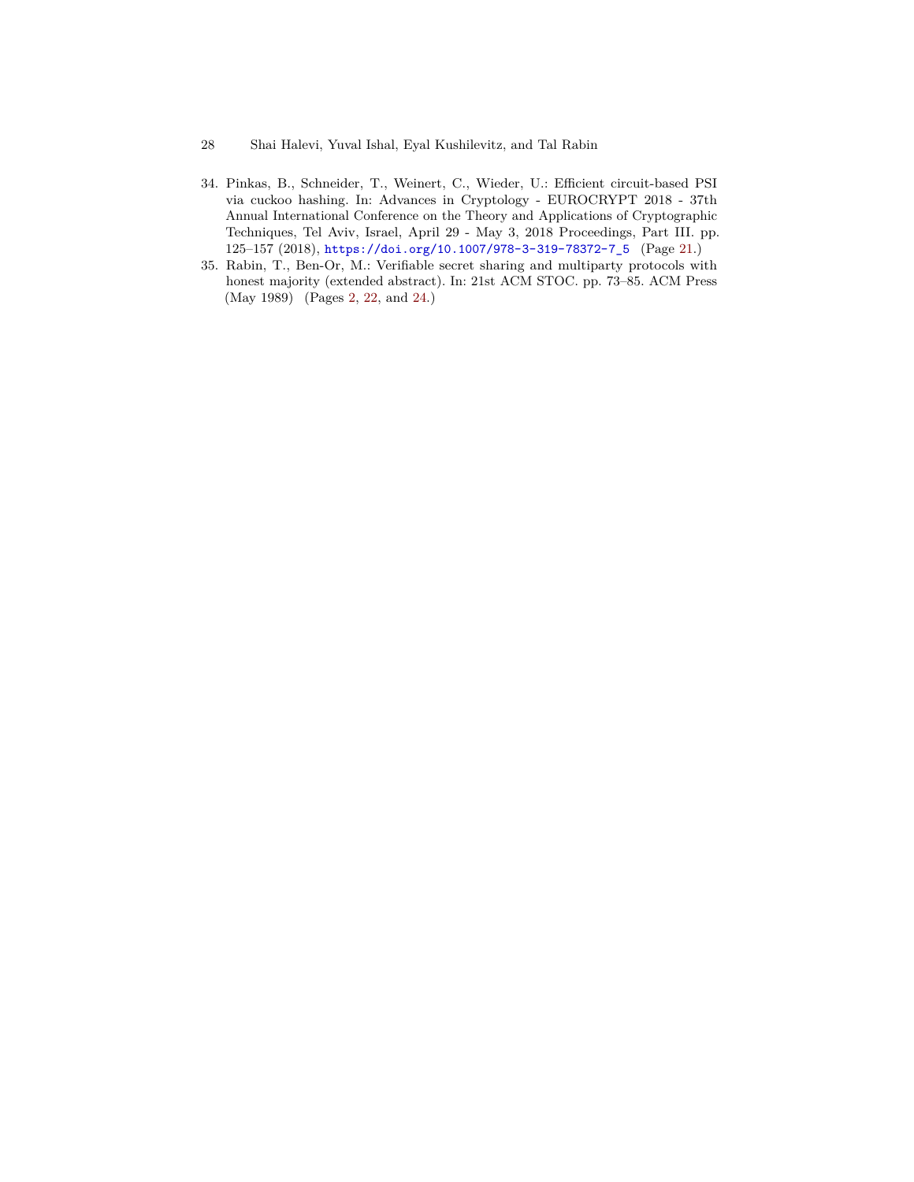34. Pinkas, B., Schneider, T., Weinert, C., Wieder, U.: Efficient circuit-based PSI via cuckoo hashing. In: Advances in Cryptology - EUROCRYPT 2018 - 37th Annual International Conference on the Theory and Applications of Cryptographic Techniques, Tel Aviv, Israel, April 29 - May 3, 2018 Proceedings, Part III. pp. 125–157 (2018), https://doi.org/10.1007/978-3-319-78372-7_5 (Page 21.)
35. Rabin, T., Ben-Or, M.: Verifiable secret sharing and multiparty protocols with honest majority (extended abstract). In: 21st ACM STOC. pp. 73–85. ACM Press (May 1989) (Pages 2, 22, and 24.)